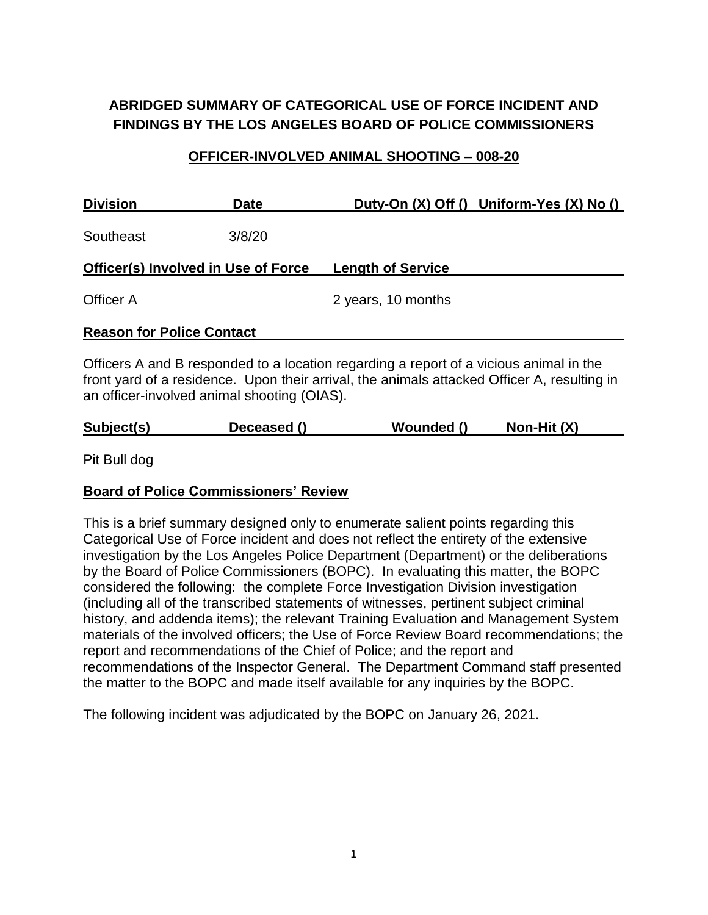# ABRIDGED SUMMARY OF CATEGORICAL USE OF FORCE INCIDENT AND FINDINGS BY THE LOS ANGELES BOARD OF POLICE COMMISSIONERS

## OFFICER-INVOLVED ANIMAL SHOOTING – 008-20

| Division | Date | Duty-On (X) Off () | Uniform-Yes (X) No () |
|---|---|---|---|
| Southeast | 3/8/20 | | |

| Officer(s) Involved in Use of Force | Length of Service |
|---|---|
| Officer A | 2 years, 10 months |

**Reason for Police Contact**

Officers A and B responded to a location regarding a report of a vicious animal in the front yard of a residence. Upon their arrival, the animals attacked Officer A, resulting in an officer-involved animal shooting (OIAS).

| Subject(s) | Deceased () | Wounded () | Non-Hit (X) |
|---|---|---|---|
| Pit Bull dog | | | |

**Board of Police Commissioners' Review**

This is a brief summary designed only to enumerate salient points regarding this Categorical Use of Force incident and does not reflect the entirety of the extensive investigation by the Los Angeles Police Department (Department) or the deliberations by the Board of Police Commissioners (BOPC). In evaluating this matter, the BOPC considered the following: the complete Force Investigation Division investigation (including all of the transcribed statements of witnesses, pertinent subject criminal history, and addenda items); the relevant Training Evaluation and Management System materials of the involved officers; the Use of Force Review Board recommendations; the report and recommendations of the Chief of Police; and the report and recommendations of the Inspector General. The Department Command staff presented the matter to the BOPC and made itself available for any inquiries by the BOPC.

The following incident was adjudicated by the BOPC on January 26, 2021.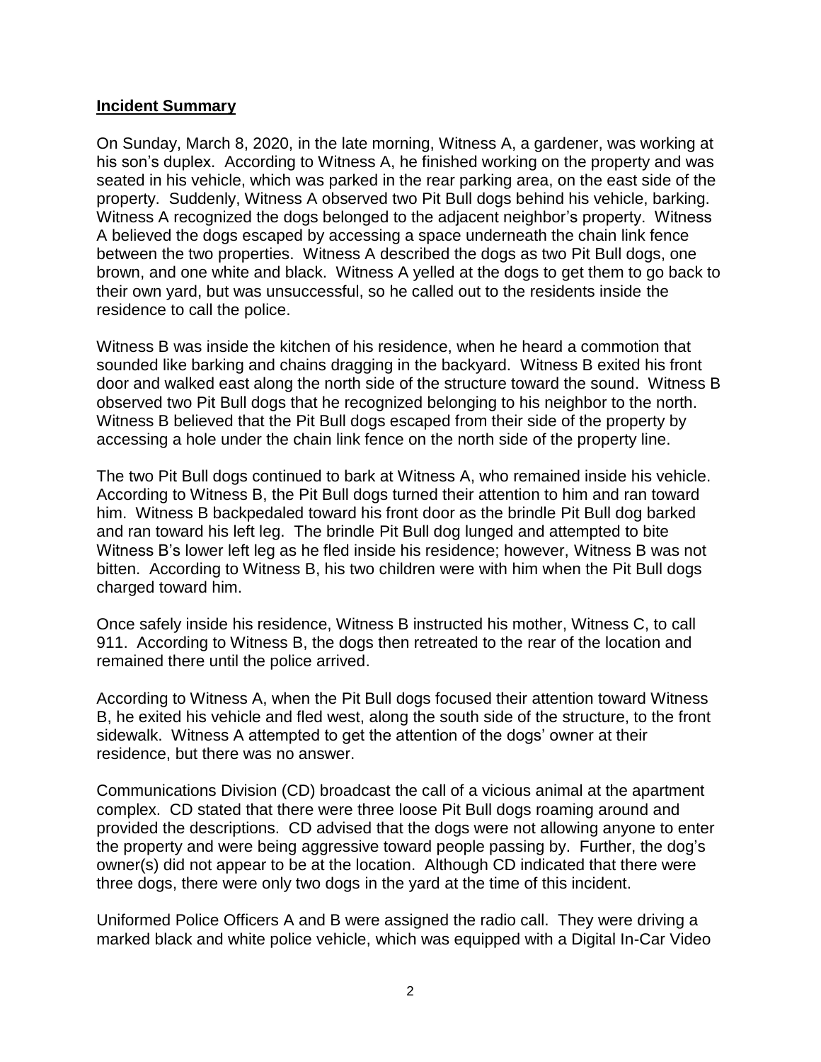**Incident Summary**

On Sunday, March 8, 2020, in the late morning, Witness A, a gardener, was working at his son's duplex. According to Witness A, he finished working on the property and was seated in his vehicle, which was parked in the rear parking area, on the east side of the property. Suddenly, Witness A observed two Pit Bull dogs behind his vehicle, barking. Witness A recognized the dogs belonged to the adjacent neighbor's property. Witness A believed the dogs escaped by accessing a space underneath the chain link fence between the two properties. Witness A described the dogs as two Pit Bull dogs, one brown, and one white and black. Witness A yelled at the dogs to get them to go back to their own yard, but was unsuccessful, so he called out to the residents inside the residence to call the police.

Witness B was inside the kitchen of his residence, when he heard a commotion that sounded like barking and chains dragging in the backyard. Witness B exited his front door and walked east along the north side of the structure toward the sound. Witness B observed two Pit Bull dogs that he recognized belonging to his neighbor to the north. Witness B believed that the Pit Bull dogs escaped from their side of the property by accessing a hole under the chain link fence on the north side of the property line.

The two Pit Bull dogs continued to bark at Witness A, who remained inside his vehicle. According to Witness B, the Pit Bull dogs turned their attention to him and ran toward him. Witness B backpedaled toward his front door as the brindle Pit Bull dog barked and ran toward his left leg. The brindle Pit Bull dog lunged and attempted to bite Witness B's lower left leg as he fled inside his residence; however, Witness B was not bitten. According to Witness B, his two children were with him when the Pit Bull dogs charged toward him.

Once safely inside his residence, Witness B instructed his mother, Witness C, to call 911. According to Witness B, the dogs then retreated to the rear of the location and remained there until the police arrived.

According to Witness A, when the Pit Bull dogs focused their attention toward Witness B, he exited his vehicle and fled west, along the south side of the structure, to the front sidewalk. Witness A attempted to get the attention of the dogs' owner at their residence, but there was no answer.

Communications Division (CD) broadcast the call of a vicious animal at the apartment complex. CD stated that there were three loose Pit Bull dogs roaming around and provided the descriptions. CD advised that the dogs were not allowing anyone to enter the property and were being aggressive toward people passing by. Further, the dog's owner(s) did not appear to be at the location. Although CD indicated that there were three dogs, there were only two dogs in the yard at the time of this incident.

Uniformed Police Officers A and B were assigned the radio call. They were driving a marked black and white police vehicle, which was equipped with a Digital In-Car Video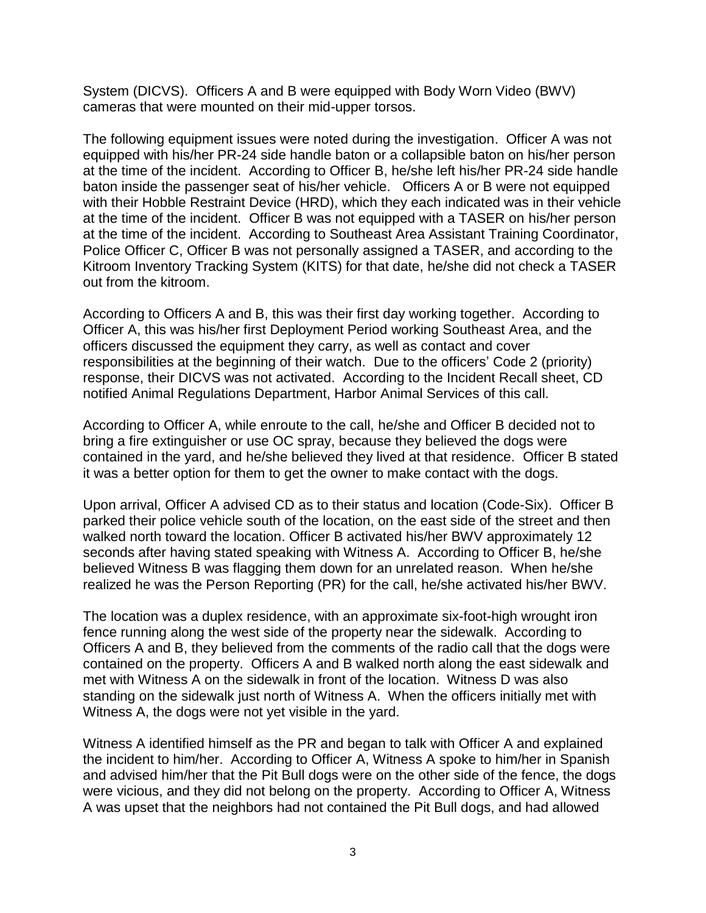System (DICVS). Officers A and B were equipped with Body Worn Video (BWV) cameras that were mounted on their mid-upper torsos.

The following equipment issues were noted during the investigation. Officer A was not equipped with his/her PR-24 side handle baton or a collapsible baton on his/her person at the time of the incident. According to Officer B, he/she left his/her PR-24 side handle baton inside the passenger seat of his/her vehicle. Officers A or B were not equipped with their Hobble Restraint Device (HRD), which they each indicated was in their vehicle at the time of the incident. Officer B was not equipped with a TASER on his/her person at the time of the incident. According to Southeast Area Assistant Training Coordinator, Police Officer C, Officer B was not personally assigned a TASER, and according to the Kitroom Inventory Tracking System (KITS) for that date, he/she did not check a TASER out from the kitroom.

According to Officers A and B, this was their first day working together. According to Officer A, this was his/her first Deployment Period working Southeast Area, and the officers discussed the equipment they carry, as well as contact and cover responsibilities at the beginning of their watch. Due to the officers' Code 2 (priority) response, their DICVS was not activated. According to the Incident Recall sheet, CD notified Animal Regulations Department, Harbor Animal Services of this call.

According to Officer A, while enroute to the call, he/she and Officer B decided not to bring a fire extinguisher or use OC spray, because they believed the dogs were contained in the yard, and he/she believed they lived at that residence. Officer B stated it was a better option for them to get the owner to make contact with the dogs.

Upon arrival, Officer A advised CD as to their status and location (Code-Six). Officer B parked their police vehicle south of the location, on the east side of the street and then walked north toward the location. Officer B activated his/her BWV approximately 12 seconds after having stated speaking with Witness A. According to Officer B, he/she believed Witness B was flagging them down for an unrelated reason. When he/she realized he was the Person Reporting (PR) for the call, he/she activated his/her BWV.

The location was a duplex residence, with an approximate six-foot-high wrought iron fence running along the west side of the property near the sidewalk. According to Officers A and B, they believed from the comments of the radio call that the dogs were contained on the property. Officers A and B walked north along the east sidewalk and met with Witness A on the sidewalk in front of the location. Witness D was also standing on the sidewalk just north of Witness A. When the officers initially met with Witness A, the dogs were not yet visible in the yard.

Witness A identified himself as the PR and began to talk with Officer A and explained the incident to him/her. According to Officer A, Witness A spoke to him/her in Spanish and advised him/her that the Pit Bull dogs were on the other side of the fence, the dogs were vicious, and they did not belong on the property. According to Officer A, Witness A was upset that the neighbors had not contained the Pit Bull dogs, and had allowed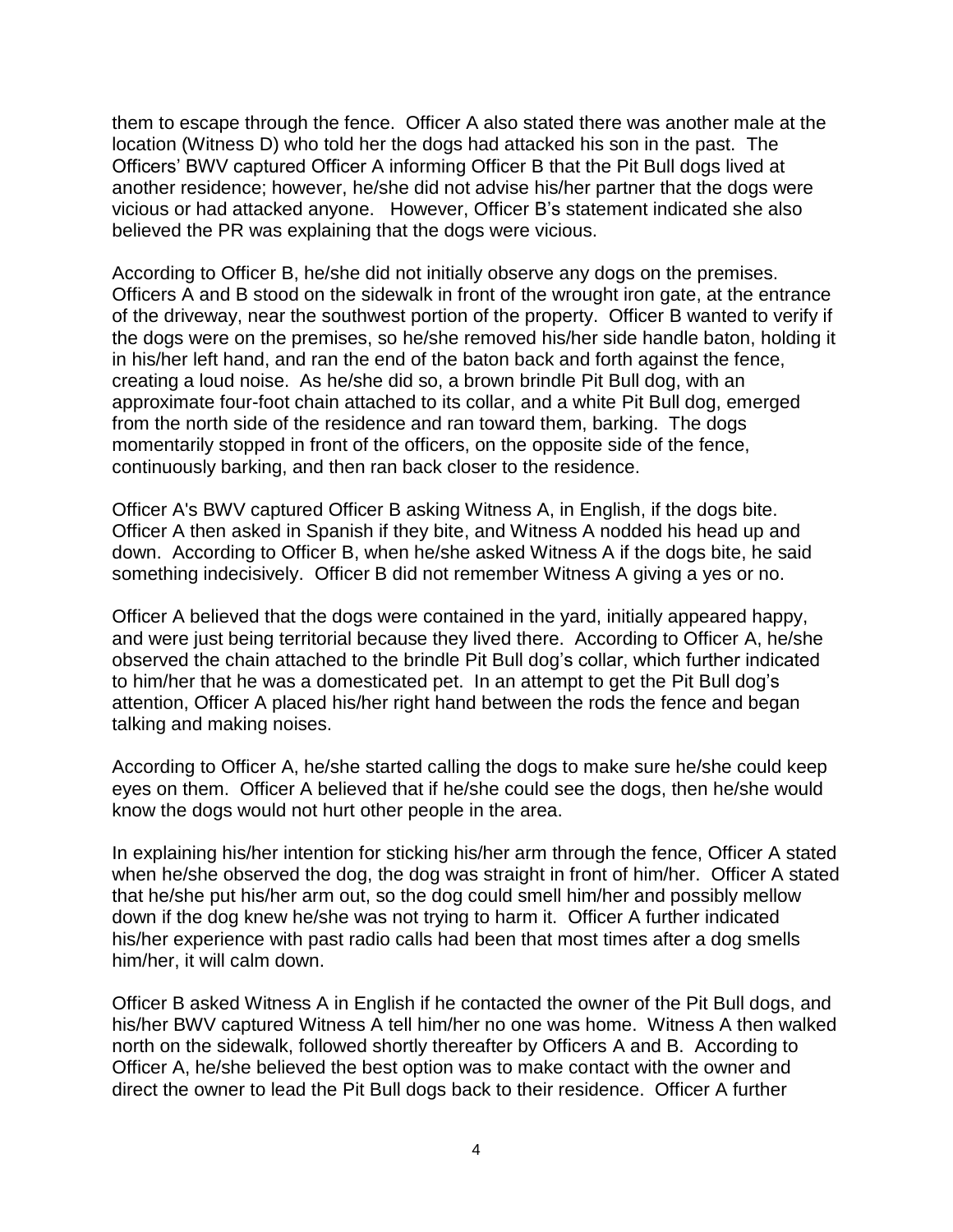them to escape through the fence. Officer A also stated there was another male at the location (Witness D) who told her the dogs had attacked his son in the past. The Officers' BWV captured Officer A informing Officer B that the Pit Bull dogs lived at another residence; however, he/she did not advise his/her partner that the dogs were vicious or had attacked anyone. However, Officer B's statement indicated she also believed the PR was explaining that the dogs were vicious.

According to Officer B, he/she did not initially observe any dogs on the premises. Officers A and B stood on the sidewalk in front of the wrought iron gate, at the entrance of the driveway, near the southwest portion of the property. Officer B wanted to verify if the dogs were on the premises, so he/she removed his/her side handle baton, holding it in his/her left hand, and ran the end of the baton back and forth against the fence, creating a loud noise. As he/she did so, a brown brindle Pit Bull dog, with an approximate four-foot chain attached to its collar, and a white Pit Bull dog, emerged from the north side of the residence and ran toward them, barking. The dogs momentarily stopped in front of the officers, on the opposite side of the fence, continuously barking, and then ran back closer to the residence.

Officer A's BWV captured Officer B asking Witness A, in English, if the dogs bite. Officer A then asked in Spanish if they bite, and Witness A nodded his head up and down. According to Officer B, when he/she asked Witness A if the dogs bite, he said something indecisively. Officer B did not remember Witness A giving a yes or no.

Officer A believed that the dogs were contained in the yard, initially appeared happy, and were just being territorial because they lived there. According to Officer A, he/she observed the chain attached to the brindle Pit Bull dog's collar, which further indicated to him/her that he was a domesticated pet. In an attempt to get the Pit Bull dog's attention, Officer A placed his/her right hand between the rods the fence and began talking and making noises.

According to Officer A, he/she started calling the dogs to make sure he/she could keep eyes on them. Officer A believed that if he/she could see the dogs, then he/she would know the dogs would not hurt other people in the area.

In explaining his/her intention for sticking his/her arm through the fence, Officer A stated when he/she observed the dog, the dog was straight in front of him/her. Officer A stated that he/she put his/her arm out, so the dog could smell him/her and possibly mellow down if the dog knew he/she was not trying to harm it. Officer A further indicated his/her experience with past radio calls had been that most times after a dog smells him/her, it will calm down.

Officer B asked Witness A in English if he contacted the owner of the Pit Bull dogs, and his/her BWV captured Witness A tell him/her no one was home. Witness A then walked north on the sidewalk, followed shortly thereafter by Officers A and B. According to Officer A, he/she believed the best option was to make contact with the owner and direct the owner to lead the Pit Bull dogs back to their residence. Officer A further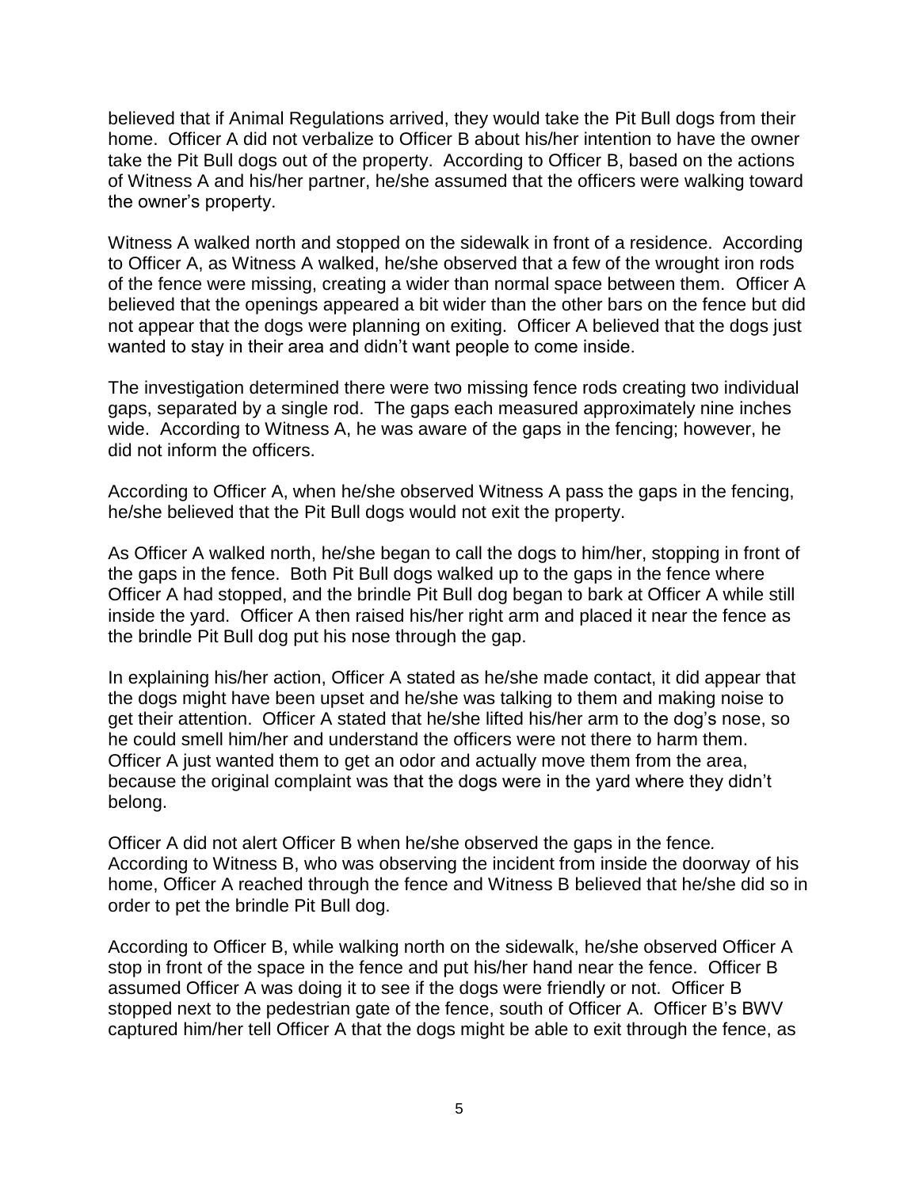believed that if Animal Regulations arrived, they would take the Pit Bull dogs from their home. Officer A did not verbalize to Officer B about his/her intention to have the owner take the Pit Bull dogs out of the property. According to Officer B, based on the actions of Witness A and his/her partner, he/she assumed that the officers were walking toward the owner's property.

Witness A walked north and stopped on the sidewalk in front of a residence. According to Officer A, as Witness A walked, he/she observed that a few of the wrought iron rods of the fence were missing, creating a wider than normal space between them. Officer A believed that the openings appeared a bit wider than the other bars on the fence but did not appear that the dogs were planning on exiting. Officer A believed that the dogs just wanted to stay in their area and didn't want people to come inside.

The investigation determined there were two missing fence rods creating two individual gaps, separated by a single rod. The gaps each measured approximately nine inches wide. According to Witness A, he was aware of the gaps in the fencing; however, he did not inform the officers.

According to Officer A, when he/she observed Witness A pass the gaps in the fencing, he/she believed that the Pit Bull dogs would not exit the property.

As Officer A walked north, he/she began to call the dogs to him/her, stopping in front of the gaps in the fence. Both Pit Bull dogs walked up to the gaps in the fence where Officer A had stopped, and the brindle Pit Bull dog began to bark at Officer A while still inside the yard. Officer A then raised his/her right arm and placed it near the fence as the brindle Pit Bull dog put his nose through the gap.

In explaining his/her action, Officer A stated as he/she made contact, it did appear that the dogs might have been upset and he/she was talking to them and making noise to get their attention. Officer A stated that he/she lifted his/her arm to the dog's nose, so he could smell him/her and understand the officers were not there to harm them. Officer A just wanted them to get an odor and actually move them from the area, because the original complaint was that the dogs were in the yard where they didn't belong.

Officer A did not alert Officer B when he/she observed the gaps in the fence*.* According to Witness B, who was observing the incident from inside the doorway of his home, Officer A reached through the fence and Witness B believed that he/she did so in order to pet the brindle Pit Bull dog.

According to Officer B, while walking north on the sidewalk, he/she observed Officer A stop in front of the space in the fence and put his/her hand near the fence. Officer B assumed Officer A was doing it to see if the dogs were friendly or not. Officer B stopped next to the pedestrian gate of the fence, south of Officer A. Officer B's BWV captured him/her tell Officer A that the dogs might be able to exit through the fence, as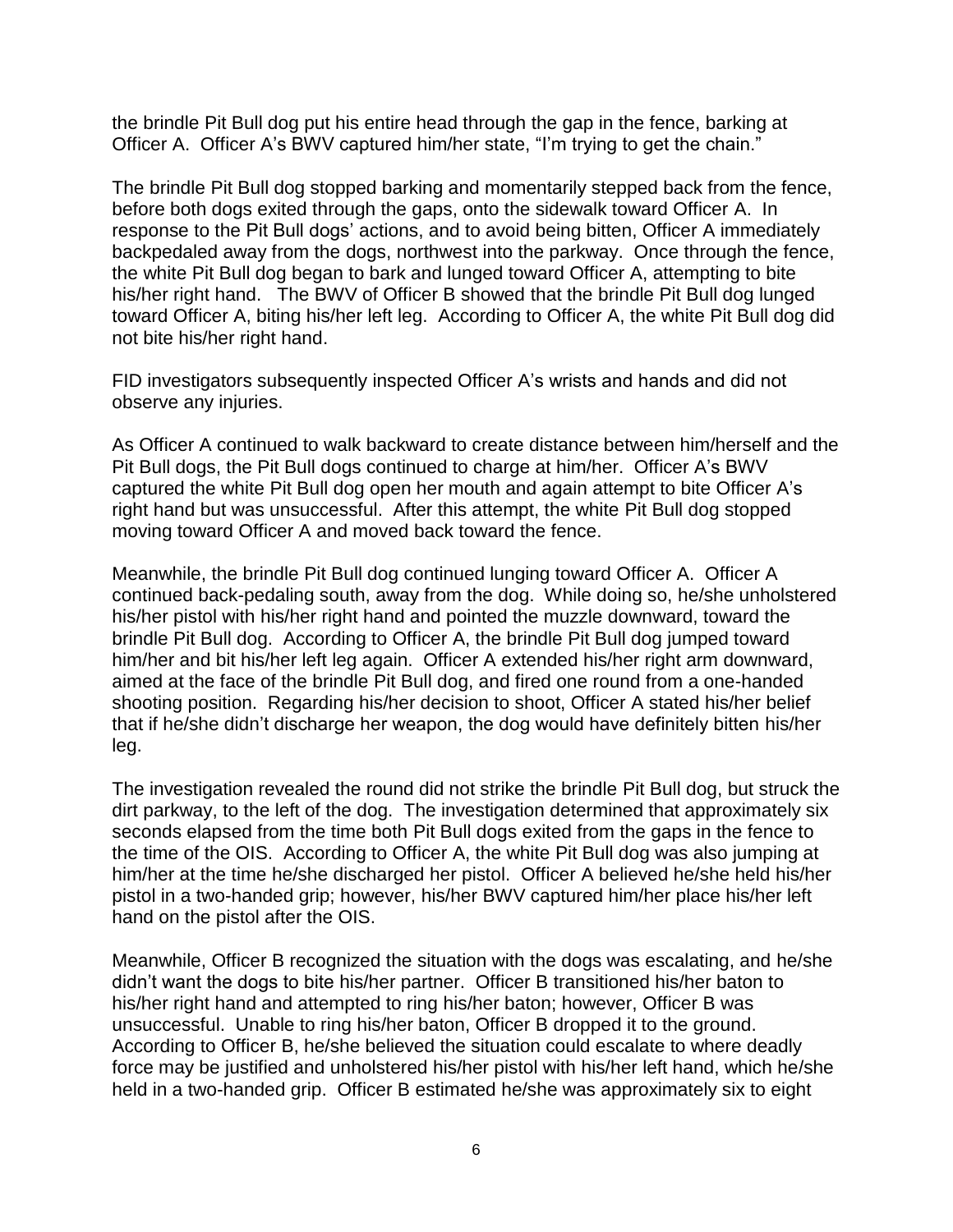the brindle Pit Bull dog put his entire head through the gap in the fence, barking at Officer A. Officer A's BWV captured him/her state, "I'm trying to get the chain."

The brindle Pit Bull dog stopped barking and momentarily stepped back from the fence, before both dogs exited through the gaps, onto the sidewalk toward Officer A. In response to the Pit Bull dogs' actions, and to avoid being bitten, Officer A immediately backpedaled away from the dogs, northwest into the parkway. Once through the fence, the white Pit Bull dog began to bark and lunged toward Officer A, attempting to bite his/her right hand. The BWV of Officer B showed that the brindle Pit Bull dog lunged toward Officer A, biting his/her left leg. According to Officer A, the white Pit Bull dog did not bite his/her right hand.

FID investigators subsequently inspected Officer A's wrists and hands and did not observe any injuries.

As Officer A continued to walk backward to create distance between him/herself and the Pit Bull dogs, the Pit Bull dogs continued to charge at him/her. Officer A's BWV captured the white Pit Bull dog open her mouth and again attempt to bite Officer A's right hand but was unsuccessful. After this attempt, the white Pit Bull dog stopped moving toward Officer A and moved back toward the fence.

Meanwhile, the brindle Pit Bull dog continued lunging toward Officer A. Officer A continued back-pedaling south, away from the dog. While doing so, he/she unholstered his/her pistol with his/her right hand and pointed the muzzle downward, toward the brindle Pit Bull dog. According to Officer A, the brindle Pit Bull dog jumped toward him/her and bit his/her left leg again. Officer A extended his/her right arm downward, aimed at the face of the brindle Pit Bull dog, and fired one round from a one-handed shooting position. Regarding his/her decision to shoot, Officer A stated his/her belief that if he/she didn't discharge her weapon, the dog would have definitely bitten his/her leg.

The investigation revealed the round did not strike the brindle Pit Bull dog, but struck the dirt parkway, to the left of the dog. The investigation determined that approximately six seconds elapsed from the time both Pit Bull dogs exited from the gaps in the fence to the time of the OIS. According to Officer A, the white Pit Bull dog was also jumping at him/her at the time he/she discharged her pistol. Officer A believed he/she held his/her pistol in a two-handed grip; however, his/her BWV captured him/her place his/her left hand on the pistol after the OIS.

Meanwhile, Officer B recognized the situation with the dogs was escalating, and he/she didn't want the dogs to bite his/her partner. Officer B transitioned his/her baton to his/her right hand and attempted to ring his/her baton; however, Officer B was unsuccessful. Unable to ring his/her baton, Officer B dropped it to the ground. According to Officer B, he/she believed the situation could escalate to where deadly force may be justified and unholstered his/her pistol with his/her left hand, which he/she held in a two-handed grip. Officer B estimated he/she was approximately six to eight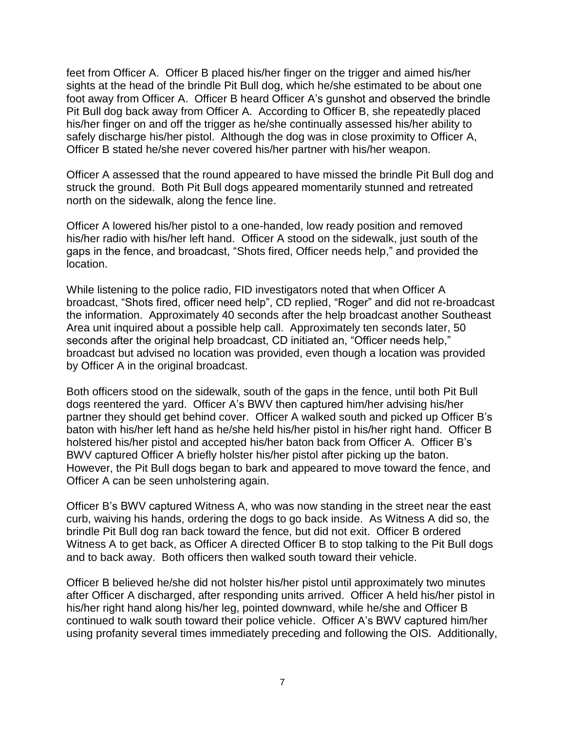feet from Officer A. Officer B placed his/her finger on the trigger and aimed his/her sights at the head of the brindle Pit Bull dog, which he/she estimated to be about one foot away from Officer A. Officer B heard Officer A's gunshot and observed the brindle Pit Bull dog back away from Officer A. According to Officer B, she repeatedly placed his/her finger on and off the trigger as he/she continually assessed his/her ability to safely discharge his/her pistol. Although the dog was in close proximity to Officer A, Officer B stated he/she never covered his/her partner with his/her weapon.

Officer A assessed that the round appeared to have missed the brindle Pit Bull dog and struck the ground. Both Pit Bull dogs appeared momentarily stunned and retreated north on the sidewalk, along the fence line.

Officer A lowered his/her pistol to a one-handed, low ready position and removed his/her radio with his/her left hand. Officer A stood on the sidewalk, just south of the gaps in the fence, and broadcast, "Shots fired, Officer needs help," and provided the location.

While listening to the police radio, FID investigators noted that when Officer A broadcast, "Shots fired, officer need help", CD replied, "Roger" and did not re-broadcast the information. Approximately 40 seconds after the help broadcast another Southeast Area unit inquired about a possible help call. Approximately ten seconds later, 50 seconds after the original help broadcast, CD initiated an, "Officer needs help," broadcast but advised no location was provided, even though a location was provided by Officer A in the original broadcast.

Both officers stood on the sidewalk, south of the gaps in the fence, until both Pit Bull dogs reentered the yard. Officer A's BWV then captured him/her advising his/her partner they should get behind cover. Officer A walked south and picked up Officer B's baton with his/her left hand as he/she held his/her pistol in his/her right hand. Officer B holstered his/her pistol and accepted his/her baton back from Officer A. Officer B's BWV captured Officer A briefly holster his/her pistol after picking up the baton. However, the Pit Bull dogs began to bark and appeared to move toward the fence, and Officer A can be seen unholstering again.

Officer B's BWV captured Witness A, who was now standing in the street near the east curb, waiving his hands, ordering the dogs to go back inside. As Witness A did so, the brindle Pit Bull dog ran back toward the fence, but did not exit. Officer B ordered Witness A to get back, as Officer A directed Officer B to stop talking to the Pit Bull dogs and to back away. Both officers then walked south toward their vehicle.

Officer B believed he/she did not holster his/her pistol until approximately two minutes after Officer A discharged, after responding units arrived. Officer A held his/her pistol in his/her right hand along his/her leg, pointed downward, while he/she and Officer B continued to walk south toward their police vehicle. Officer A's BWV captured him/her using profanity several times immediately preceding and following the OIS. Additionally,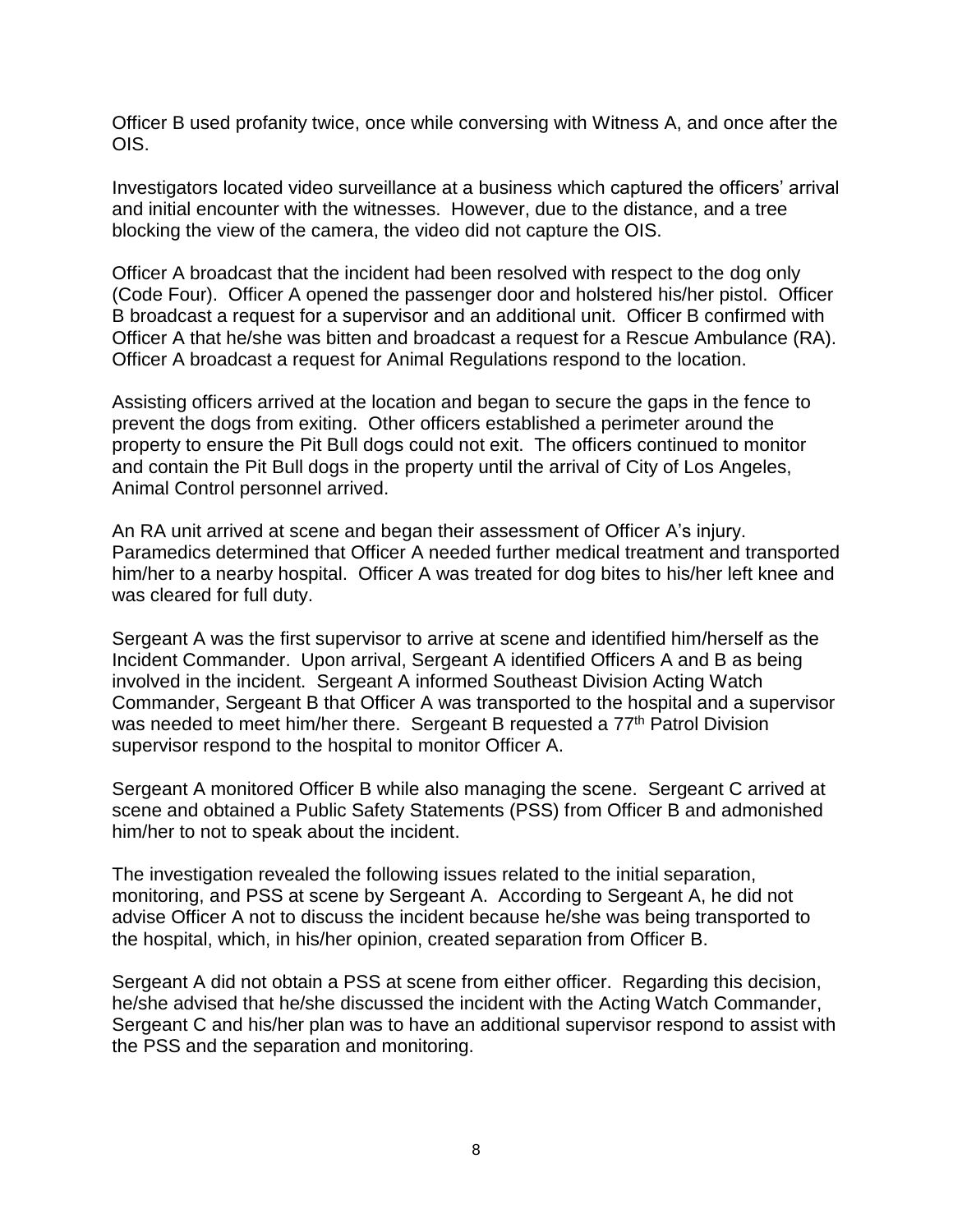Officer B used profanity twice, once while conversing with Witness A, and once after the OIS.

Investigators located video surveillance at a business which captured the officers' arrival and initial encounter with the witnesses. However, due to the distance, and a tree blocking the view of the camera, the video did not capture the OIS.

Officer A broadcast that the incident had been resolved with respect to the dog only (Code Four). Officer A opened the passenger door and holstered his/her pistol. Officer B broadcast a request for a supervisor and an additional unit. Officer B confirmed with Officer A that he/she was bitten and broadcast a request for a Rescue Ambulance (RA). Officer A broadcast a request for Animal Regulations respond to the location.

Assisting officers arrived at the location and began to secure the gaps in the fence to prevent the dogs from exiting. Other officers established a perimeter around the property to ensure the Pit Bull dogs could not exit. The officers continued to monitor and contain the Pit Bull dogs in the property until the arrival of City of Los Angeles, Animal Control personnel arrived.

An RA unit arrived at scene and began their assessment of Officer A's injury. Paramedics determined that Officer A needed further medical treatment and transported him/her to a nearby hospital. Officer A was treated for dog bites to his/her left knee and was cleared for full duty.

Sergeant A was the first supervisor to arrive at scene and identified him/herself as the Incident Commander. Upon arrival, Sergeant A identified Officers A and B as being involved in the incident. Sergeant A informed Southeast Division Acting Watch Commander, Sergeant B that Officer A was transported to the hospital and a supervisor was needed to meet him/her there. Sergeant B requested a 77th Patrol Division supervisor respond to the hospital to monitor Officer A.

Sergeant A monitored Officer B while also managing the scene. Sergeant C arrived at scene and obtained a Public Safety Statements (PSS) from Officer B and admonished him/her to not to speak about the incident.

The investigation revealed the following issues related to the initial separation, monitoring, and PSS at scene by Sergeant A. According to Sergeant A, he did not advise Officer A not to discuss the incident because he/she was being transported to the hospital, which, in his/her opinion, created separation from Officer B.

Sergeant A did not obtain a PSS at scene from either officer. Regarding this decision, he/she advised that he/she discussed the incident with the Acting Watch Commander, Sergeant C and his/her plan was to have an additional supervisor respond to assist with the PSS and the separation and monitoring.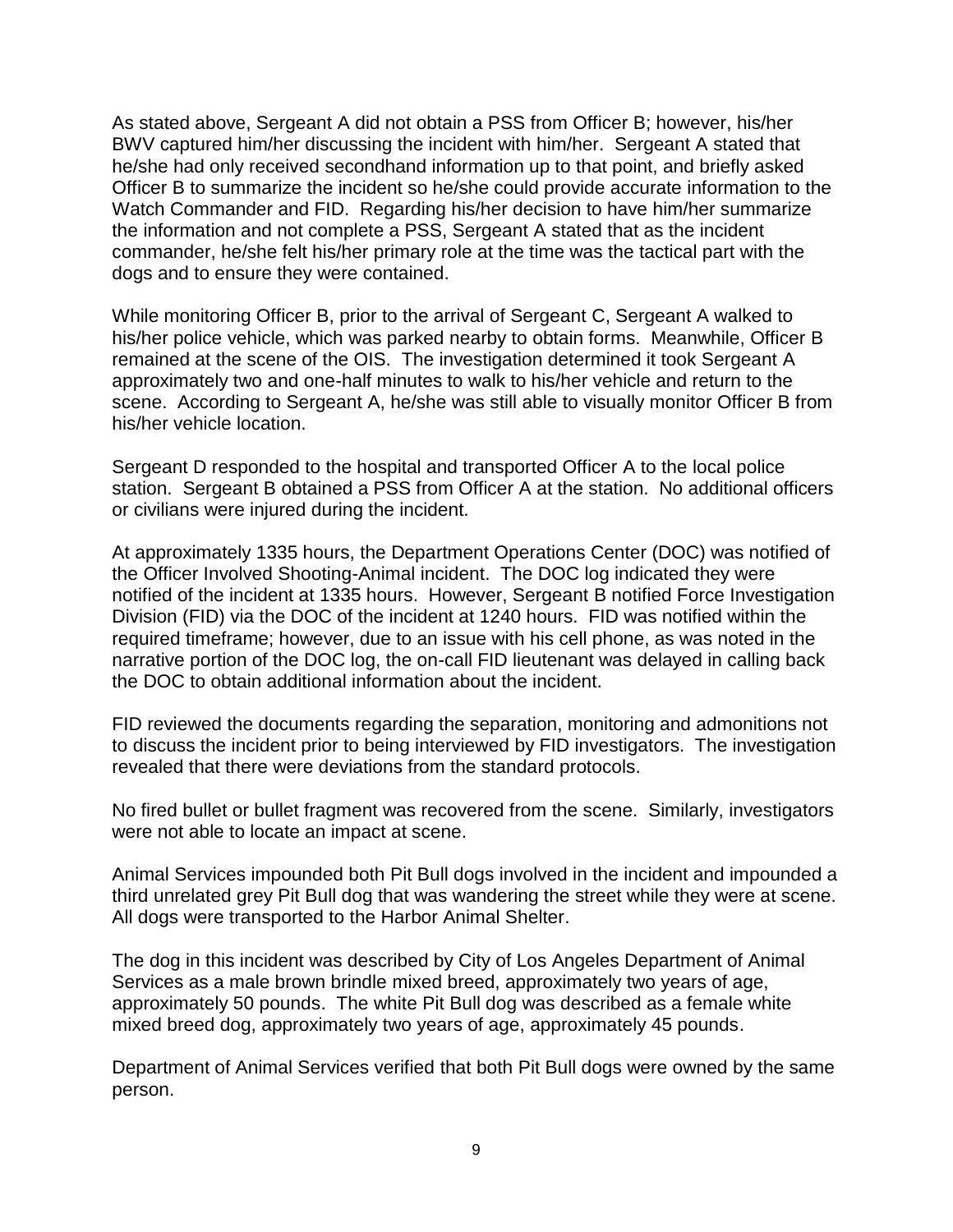As stated above, Sergeant A did not obtain a PSS from Officer B; however, his/her BWV captured him/her discussing the incident with him/her. Sergeant A stated that he/she had only received secondhand information up to that point, and briefly asked Officer B to summarize the incident so he/she could provide accurate information to the Watch Commander and FID. Regarding his/her decision to have him/her summarize the information and not complete a PSS, Sergeant A stated that as the incident commander, he/she felt his/her primary role at the time was the tactical part with the dogs and to ensure they were contained.

While monitoring Officer B, prior to the arrival of Sergeant C, Sergeant A walked to his/her police vehicle, which was parked nearby to obtain forms. Meanwhile, Officer B remained at the scene of the OIS. The investigation determined it took Sergeant A approximately two and one-half minutes to walk to his/her vehicle and return to the scene. According to Sergeant A, he/she was still able to visually monitor Officer B from his/her vehicle location.

Sergeant D responded to the hospital and transported Officer A to the local police station. Sergeant B obtained a PSS from Officer A at the station. No additional officers or civilians were injured during the incident.

At approximately 1335 hours, the Department Operations Center (DOC) was notified of the Officer Involved Shooting-Animal incident. The DOC log indicated they were notified of the incident at 1335 hours. However, Sergeant B notified Force Investigation Division (FID) via the DOC of the incident at 1240 hours. FID was notified within the required timeframe; however, due to an issue with his cell phone, as was noted in the narrative portion of the DOC log, the on-call FID lieutenant was delayed in calling back the DOC to obtain additional information about the incident.

FID reviewed the documents regarding the separation, monitoring and admonitions not to discuss the incident prior to being interviewed by FID investigators. The investigation revealed that there were deviations from the standard protocols.

No fired bullet or bullet fragment was recovered from the scene. Similarly, investigators were not able to locate an impact at scene.

Animal Services impounded both Pit Bull dogs involved in the incident and impounded a third unrelated grey Pit Bull dog that was wandering the street while they were at scene. All dogs were transported to the Harbor Animal Shelter.

The dog in this incident was described by City of Los Angeles Department of Animal Services as a male brown brindle mixed breed, approximately two years of age, approximately 50 pounds. The white Pit Bull dog was described as a female white mixed breed dog, approximately two years of age, approximately 45 pounds.

Department of Animal Services verified that both Pit Bull dogs were owned by the same person.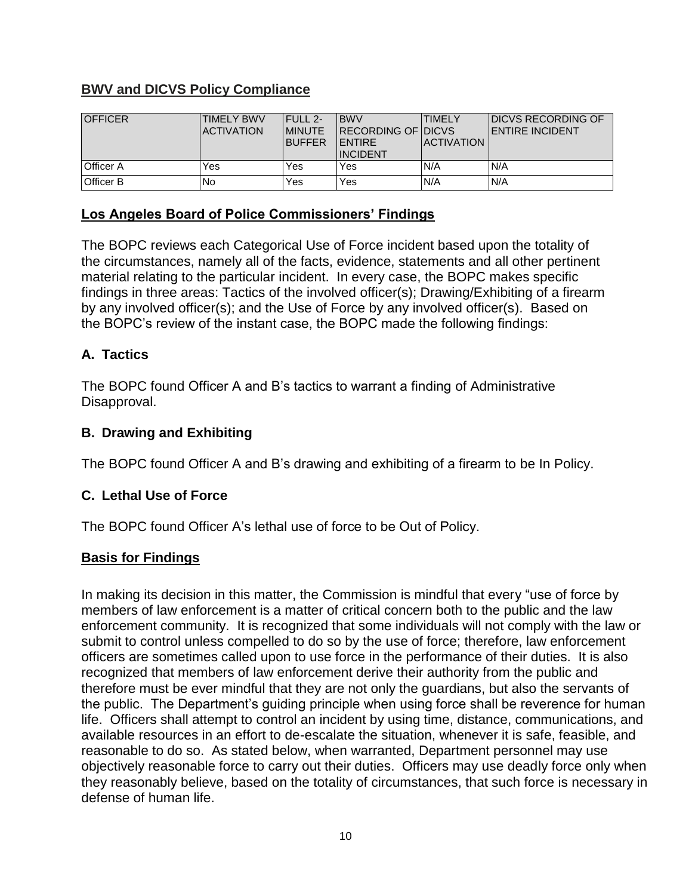## BWV and DICVS Policy Compliance

| OFFICER | TIMELY BWV ACTIVATION | FULL 2-MINUTE BUFFER | BWV RECORDING OF ENTIRE INCIDENT | TIMELY DICVS ACTIVATION | DICVS RECORDING OF ENTIRE INCIDENT |
|---|---|---|---|---|---|
| Officer A | Yes | Yes | Yes | N/A | N/A |
| Officer B | No | Yes | Yes | N/A | N/A |

## Los Angeles Board of Police Commissioners' Findings

The BOPC reviews each Categorical Use of Force incident based upon the totality of the circumstances, namely all of the facts, evidence, statements and all other pertinent material relating to the particular incident. In every case, the BOPC makes specific findings in three areas: Tactics of the involved officer(s); Drawing/Exhibiting of a firearm by any involved officer(s); and the Use of Force by any involved officer(s). Based on the BOPC's review of the instant case, the BOPC made the following findings:

### A. Tactics

The BOPC found Officer A and B's tactics to warrant a finding of Administrative Disapproval.

### B. Drawing and Exhibiting

The BOPC found Officer A and B's drawing and exhibiting of a firearm to be In Policy.

### C. Lethal Use of Force

The BOPC found Officer A's lethal use of force to be Out of Policy.

## Basis for Findings

In making its decision in this matter, the Commission is mindful that every "use of force by members of law enforcement is a matter of critical concern both to the public and the law enforcement community. It is recognized that some individuals will not comply with the law or submit to control unless compelled to do so by the use of force; therefore, law enforcement officers are sometimes called upon to use force in the performance of their duties. It is also recognized that members of law enforcement derive their authority from the public and therefore must be ever mindful that they are not only the guardians, but also the servants of the public. The Department's guiding principle when using force shall be reverence for human life. Officers shall attempt to control an incident by using time, distance, communications, and available resources in an effort to de-escalate the situation, whenever it is safe, feasible, and reasonable to do so. As stated below, when warranted, Department personnel may use objectively reasonable force to carry out their duties. Officers may use deadly force only when they reasonably believe, based on the totality of circumstances, that such force is necessary in defense of human life.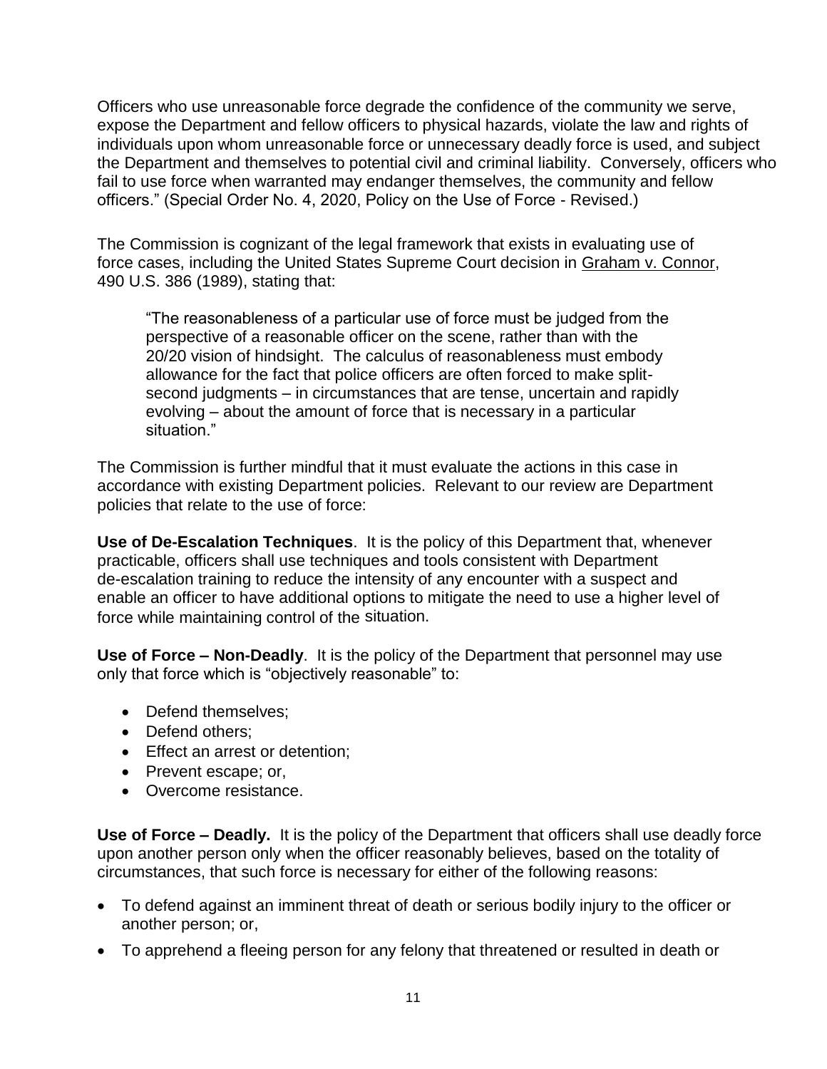Officers who use unreasonable force degrade the confidence of the community we serve, expose the Department and fellow officers to physical hazards, violate the law and rights of individuals upon whom unreasonable force or unnecessary deadly force is used, and subject the Department and themselves to potential civil and criminal liability. Conversely, officers who fail to use force when warranted may endanger themselves, the community and fellow officers." (Special Order No. 4, 2020, Policy on the Use of Force - Revised.)

The Commission is cognizant of the legal framework that exists in evaluating use of force cases, including the United States Supreme Court decision in Graham v. Connor, 490 U.S. 386 (1989), stating that:

> "The reasonableness of a particular use of force must be judged from the perspective of a reasonable officer on the scene, rather than with the 20/20 vision of hindsight. The calculus of reasonableness must embody allowance for the fact that police officers are often forced to make split-second judgments – in circumstances that are tense, uncertain and rapidly evolving – about the amount of force that is necessary in a particular situation."

The Commission is further mindful that it must evaluate the actions in this case in accordance with existing Department policies. Relevant to our review are Department policies that relate to the use of force:

**Use of De-Escalation Techniques**. It is the policy of this Department that, whenever practicable, officers shall use techniques and tools consistent with Department de-escalation training to reduce the intensity of any encounter with a suspect and enable an officer to have additional options to mitigate the need to use a higher level of force while maintaining control of the situation.

**Use of Force – Non-Deadly**. It is the policy of the Department that personnel may use only that force which is "objectively reasonable" to:

- Defend themselves;
- Defend others;
- Effect an arrest or detention;
- Prevent escape; or,
- Overcome resistance.

**Use of Force – Deadly.** It is the policy of the Department that officers shall use deadly force upon another person only when the officer reasonably believes, based on the totality of circumstances, that such force is necessary for either of the following reasons:

- To defend against an imminent threat of death or serious bodily injury to the officer or another person; or,
- To apprehend a fleeing person for any felony that threatened or resulted in death or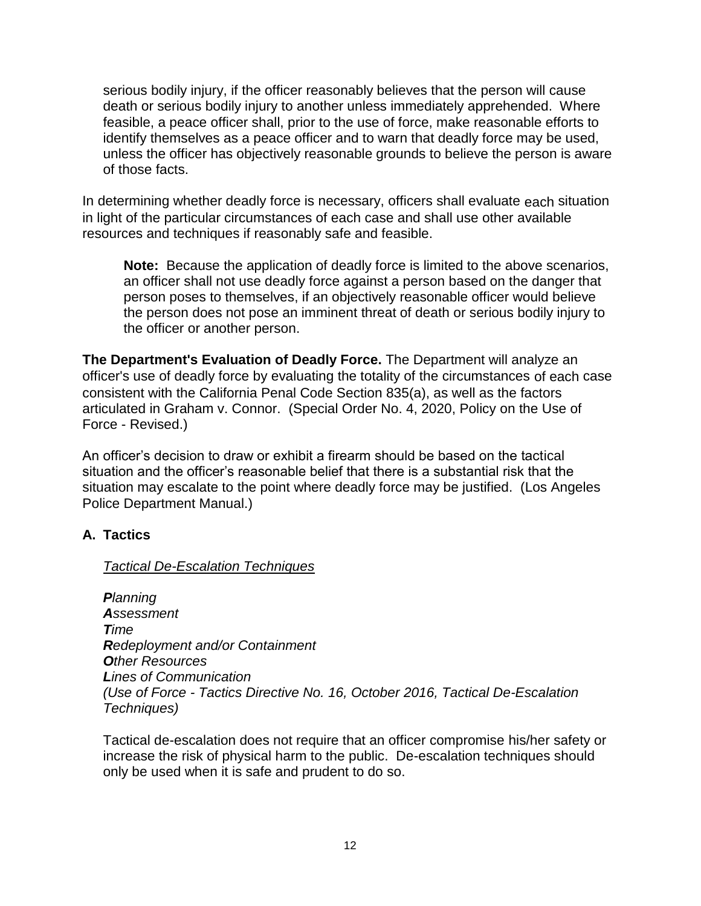serious bodily injury, if the officer reasonably believes that the person will cause death or serious bodily injury to another unless immediately apprehended. Where feasible, a peace officer shall, prior to the use of force, make reasonable efforts to identify themselves as a peace officer and to warn that deadly force may be used, unless the officer has objectively reasonable grounds to believe the person is aware of those facts.

In determining whether deadly force is necessary, officers shall evaluate each situation in light of the particular circumstances of each case and shall use other available resources and techniques if reasonably safe and feasible.

> **Note:** Because the application of deadly force is limited to the above scenarios, an officer shall not use deadly force against a person based on the danger that person poses to themselves, if an objectively reasonable officer would believe the person does not pose an imminent threat of death or serious bodily injury to the officer or another person.

**The Department's Evaluation of Deadly Force.** The Department will analyze an officer's use of deadly force by evaluating the totality of the circumstances of each case consistent with the California Penal Code Section 835(a), as well as the factors articulated in Graham v. Connor. (Special Order No. 4, 2020, Policy on the Use of Force - Revised.)

An officer's decision to draw or exhibit a firearm should be based on the tactical situation and the officer's reasonable belief that there is a substantial risk that the situation may escalate to the point where deadly force may be justified. (Los Angeles Police Department Manual.)

## A. Tactics

<u>*Tactical De-Escalation Techniques*</u>

***P****lanning*
***A****ssessment*
***T****ime*
***R****edeployment and/or Containment*
***O****ther Resources*
***L****ines of Communication*
*(Use of Force - Tactics Directive No. 16, October 2016, Tactical De-Escalation Techniques)*

Tactical de-escalation does not require that an officer compromise his/her safety or increase the risk of physical harm to the public. De-escalation techniques should only be used when it is safe and prudent to do so.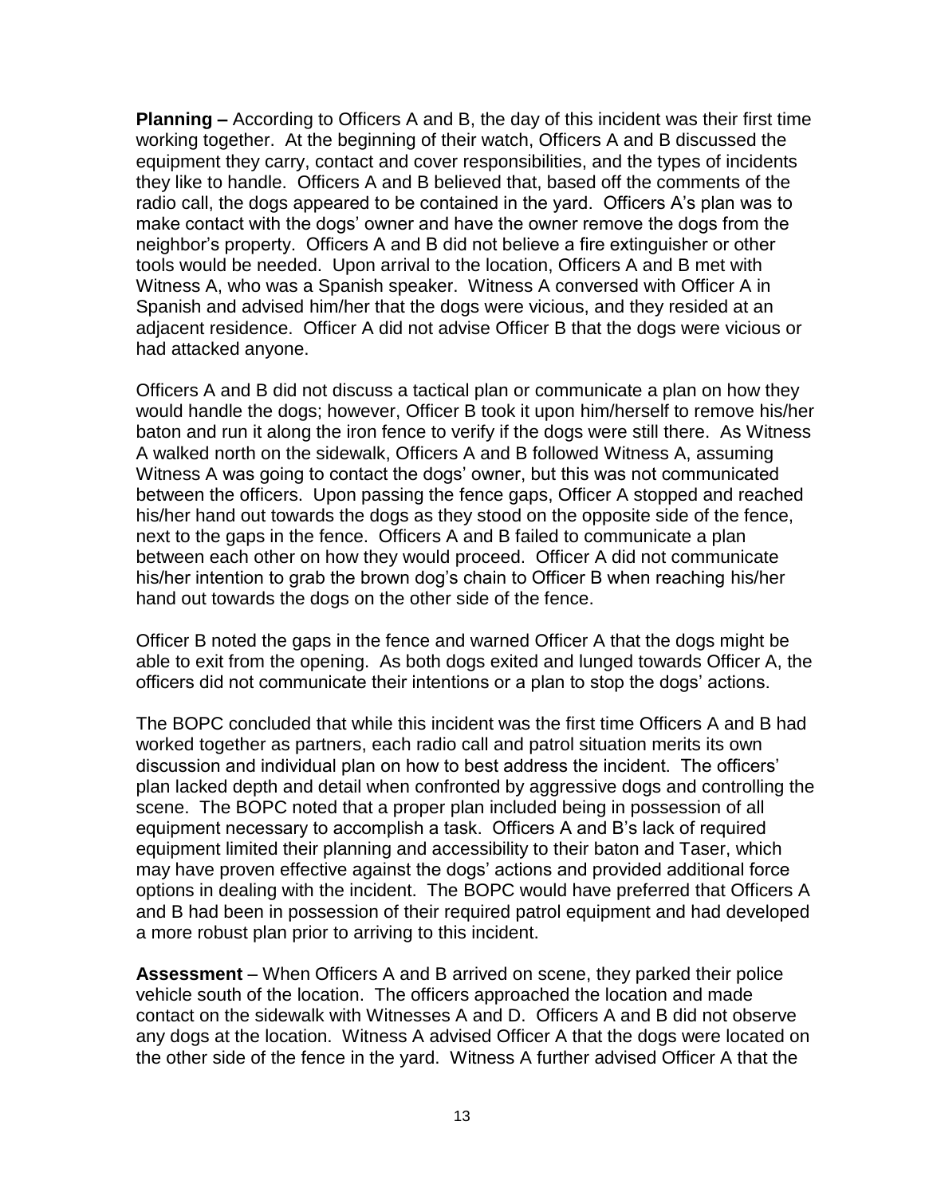**Planning –** According to Officers A and B, the day of this incident was their first time working together. At the beginning of their watch, Officers A and B discussed the equipment they carry, contact and cover responsibilities, and the types of incidents they like to handle. Officers A and B believed that, based off the comments of the radio call, the dogs appeared to be contained in the yard. Officers A's plan was to make contact with the dogs' owner and have the owner remove the dogs from the neighbor's property. Officers A and B did not believe a fire extinguisher or other tools would be needed. Upon arrival to the location, Officers A and B met with Witness A, who was a Spanish speaker. Witness A conversed with Officer A in Spanish and advised him/her that the dogs were vicious, and they resided at an adjacent residence. Officer A did not advise Officer B that the dogs were vicious or had attacked anyone.

Officers A and B did not discuss a tactical plan or communicate a plan on how they would handle the dogs; however, Officer B took it upon him/herself to remove his/her baton and run it along the iron fence to verify if the dogs were still there. As Witness A walked north on the sidewalk, Officers A and B followed Witness A, assuming Witness A was going to contact the dogs' owner, but this was not communicated between the officers. Upon passing the fence gaps, Officer A stopped and reached his/her hand out towards the dogs as they stood on the opposite side of the fence, next to the gaps in the fence. Officers A and B failed to communicate a plan between each other on how they would proceed. Officer A did not communicate his/her intention to grab the brown dog's chain to Officer B when reaching his/her hand out towards the dogs on the other side of the fence.

Officer B noted the gaps in the fence and warned Officer A that the dogs might be able to exit from the opening. As both dogs exited and lunged towards Officer A, the officers did not communicate their intentions or a plan to stop the dogs' actions.

The BOPC concluded that while this incident was the first time Officers A and B had worked together as partners, each radio call and patrol situation merits its own discussion and individual plan on how to best address the incident. The officers' plan lacked depth and detail when confronted by aggressive dogs and controlling the scene. The BOPC noted that a proper plan included being in possession of all equipment necessary to accomplish a task. Officers A and B's lack of required equipment limited their planning and accessibility to their baton and Taser, which may have proven effective against the dogs' actions and provided additional force options in dealing with the incident. The BOPC would have preferred that Officers A and B had been in possession of their required patrol equipment and had developed a more robust plan prior to arriving to this incident.

**Assessment** – When Officers A and B arrived on scene, they parked their police vehicle south of the location. The officers approached the location and made contact on the sidewalk with Witnesses A and D. Officers A and B did not observe any dogs at the location. Witness A advised Officer A that the dogs were located on the other side of the fence in the yard. Witness A further advised Officer A that the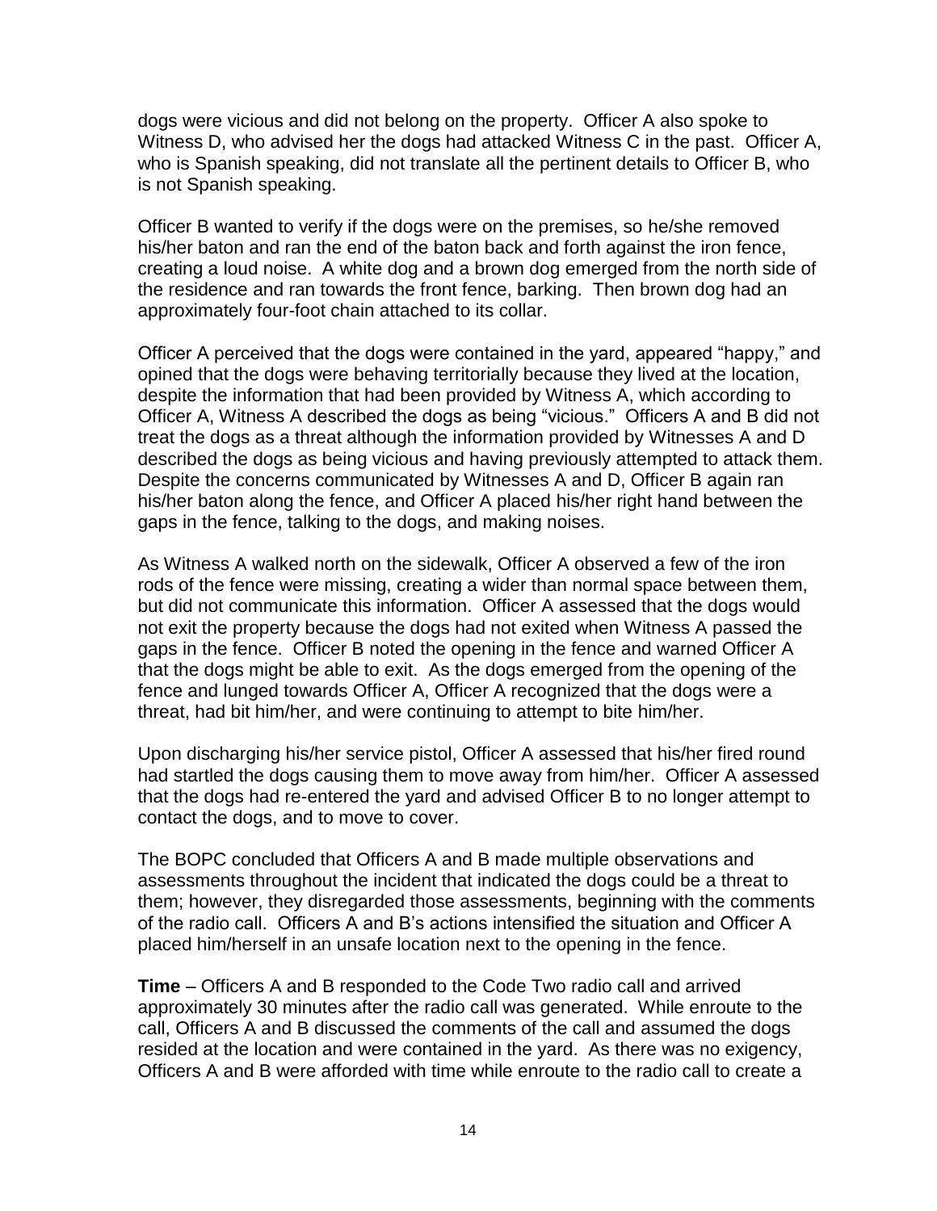dogs were vicious and did not belong on the property. Officer A also spoke to Witness D, who advised her the dogs had attacked Witness C in the past. Officer A, who is Spanish speaking, did not translate all the pertinent details to Officer B, who is not Spanish speaking.

Officer B wanted to verify if the dogs were on the premises, so he/she removed his/her baton and ran the end of the baton back and forth against the iron fence, creating a loud noise. A white dog and a brown dog emerged from the north side of the residence and ran towards the front fence, barking. Then brown dog had an approximately four-foot chain attached to its collar.

Officer A perceived that the dogs were contained in the yard, appeared "happy," and opined that the dogs were behaving territorially because they lived at the location, despite the information that had been provided by Witness A, which according to Officer A, Witness A described the dogs as being "vicious." Officers A and B did not treat the dogs as a threat although the information provided by Witnesses A and D described the dogs as being vicious and having previously attempted to attack them. Despite the concerns communicated by Witnesses A and D, Officer B again ran his/her baton along the fence, and Officer A placed his/her right hand between the gaps in the fence, talking to the dogs, and making noises.

As Witness A walked north on the sidewalk, Officer A observed a few of the iron rods of the fence were missing, creating a wider than normal space between them, but did not communicate this information. Officer A assessed that the dogs would not exit the property because the dogs had not exited when Witness A passed the gaps in the fence. Officer B noted the opening in the fence and warned Officer A that the dogs might be able to exit. As the dogs emerged from the opening of the fence and lunged towards Officer A, Officer A recognized that the dogs were a threat, had bit him/her, and were continuing to attempt to bite him/her.

Upon discharging his/her service pistol, Officer A assessed that his/her fired round had startled the dogs causing them to move away from him/her. Officer A assessed that the dogs had re-entered the yard and advised Officer B to no longer attempt to contact the dogs, and to move to cover.

The BOPC concluded that Officers A and B made multiple observations and assessments throughout the incident that indicated the dogs could be a threat to them; however, they disregarded those assessments, beginning with the comments of the radio call. Officers A and B's actions intensified the situation and Officer A placed him/herself in an unsafe location next to the opening in the fence.

**Time** – Officers A and B responded to the Code Two radio call and arrived approximately 30 minutes after the radio call was generated. While enroute to the call, Officers A and B discussed the comments of the call and assumed the dogs resided at the location and were contained in the yard. As there was no exigency, Officers A and B were afforded with time while enroute to the radio call to create a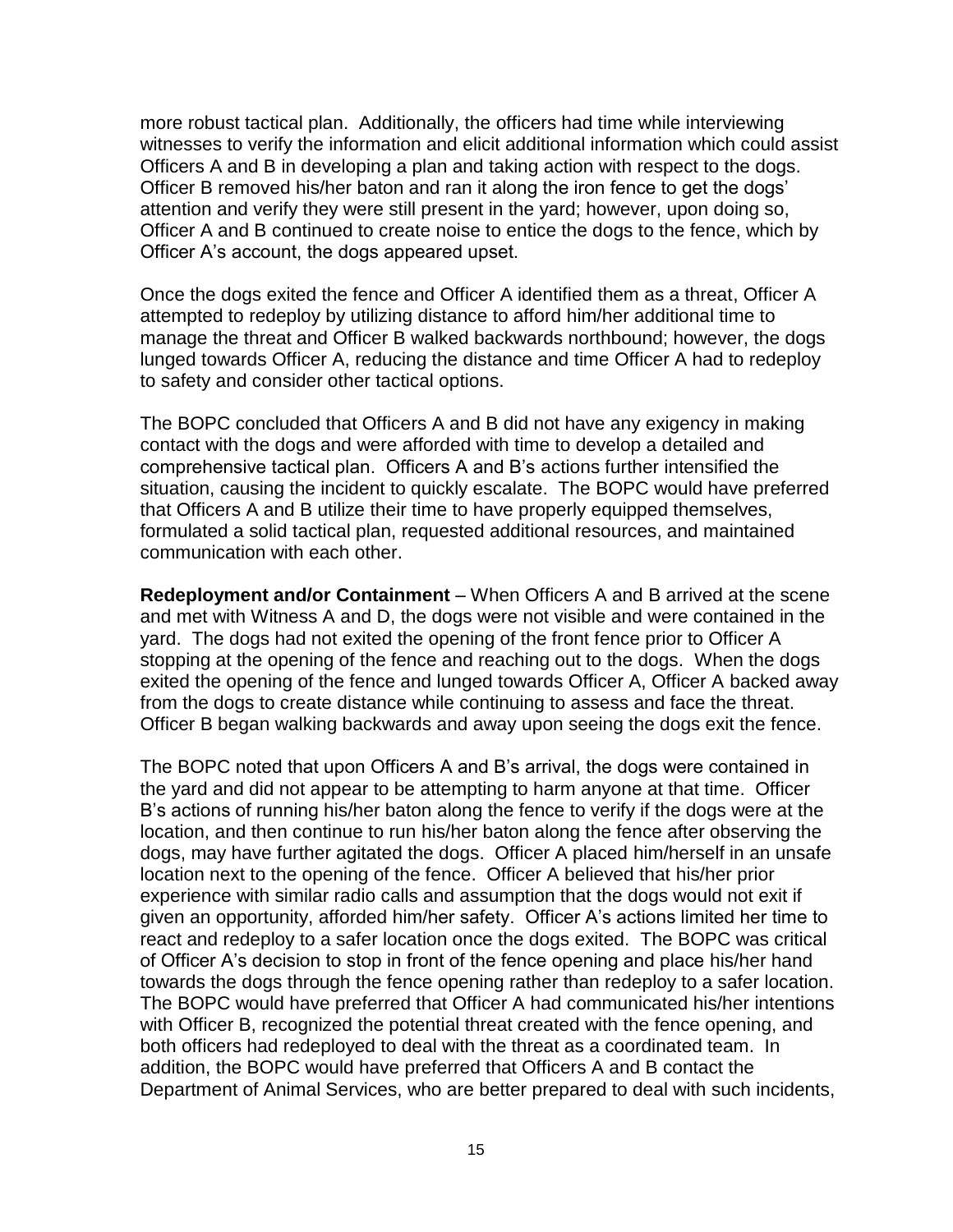more robust tactical plan. Additionally, the officers had time while interviewing witnesses to verify the information and elicit additional information which could assist Officers A and B in developing a plan and taking action with respect to the dogs. Officer B removed his/her baton and ran it along the iron fence to get the dogs' attention and verify they were still present in the yard; however, upon doing so, Officer A and B continued to create noise to entice the dogs to the fence, which by Officer A's account, the dogs appeared upset.

Once the dogs exited the fence and Officer A identified them as a threat, Officer A attempted to redeploy by utilizing distance to afford him/her additional time to manage the threat and Officer B walked backwards northbound; however, the dogs lunged towards Officer A, reducing the distance and time Officer A had to redeploy to safety and consider other tactical options.

The BOPC concluded that Officers A and B did not have any exigency in making contact with the dogs and were afforded with time to develop a detailed and comprehensive tactical plan. Officers A and B's actions further intensified the situation, causing the incident to quickly escalate. The BOPC would have preferred that Officers A and B utilize their time to have properly equipped themselves, formulated a solid tactical plan, requested additional resources, and maintained communication with each other.

**Redeployment and/or Containment** – When Officers A and B arrived at the scene and met with Witness A and D, the dogs were not visible and were contained in the yard. The dogs had not exited the opening of the front fence prior to Officer A stopping at the opening of the fence and reaching out to the dogs. When the dogs exited the opening of the fence and lunged towards Officer A, Officer A backed away from the dogs to create distance while continuing to assess and face the threat. Officer B began walking backwards and away upon seeing the dogs exit the fence.

The BOPC noted that upon Officers A and B's arrival, the dogs were contained in the yard and did not appear to be attempting to harm anyone at that time. Officer B's actions of running his/her baton along the fence to verify if the dogs were at the location, and then continue to run his/her baton along the fence after observing the dogs, may have further agitated the dogs. Officer A placed him/herself in an unsafe location next to the opening of the fence. Officer A believed that his/her prior experience with similar radio calls and assumption that the dogs would not exit if given an opportunity, afforded him/her safety. Officer A's actions limited her time to react and redeploy to a safer location once the dogs exited. The BOPC was critical of Officer A's decision to stop in front of the fence opening and place his/her hand towards the dogs through the fence opening rather than redeploy to a safer location. The BOPC would have preferred that Officer A had communicated his/her intentions with Officer B, recognized the potential threat created with the fence opening, and both officers had redeployed to deal with the threat as a coordinated team. In addition, the BOPC would have preferred that Officers A and B contact the Department of Animal Services, who are better prepared to deal with such incidents,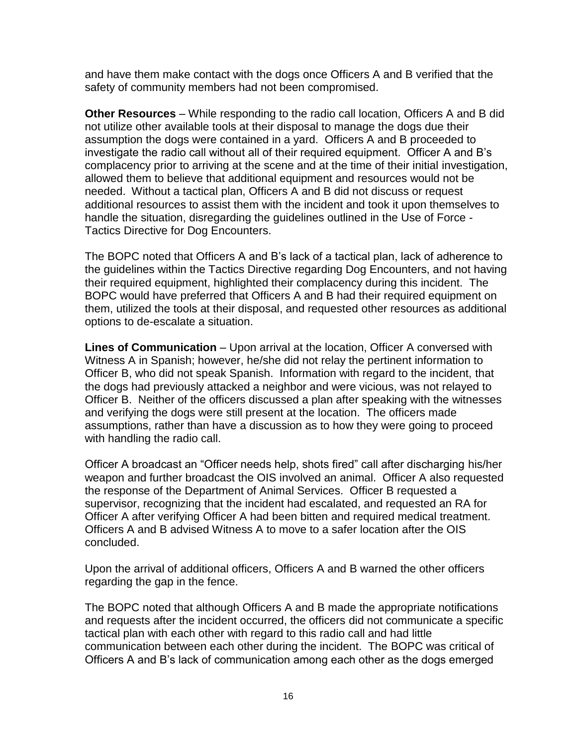and have them make contact with the dogs once Officers A and B verified that the safety of community members had not been compromised.

**Other Resources** – While responding to the radio call location, Officers A and B did not utilize other available tools at their disposal to manage the dogs due their assumption the dogs were contained in a yard. Officers A and B proceeded to investigate the radio call without all of their required equipment. Officer A and B's complacency prior to arriving at the scene and at the time of their initial investigation, allowed them to believe that additional equipment and resources would not be needed. Without a tactical plan, Officers A and B did not discuss or request additional resources to assist them with the incident and took it upon themselves to handle the situation, disregarding the guidelines outlined in the Use of Force - Tactics Directive for Dog Encounters.

The BOPC noted that Officers A and B's lack of a tactical plan, lack of adherence to the guidelines within the Tactics Directive regarding Dog Encounters, and not having their required equipment, highlighted their complacency during this incident. The BOPC would have preferred that Officers A and B had their required equipment on them, utilized the tools at their disposal, and requested other resources as additional options to de-escalate a situation.

**Lines of Communication** – Upon arrival at the location, Officer A conversed with Witness A in Spanish; however, he/she did not relay the pertinent information to Officer B, who did not speak Spanish. Information with regard to the incident, that the dogs had previously attacked a neighbor and were vicious, was not relayed to Officer B. Neither of the officers discussed a plan after speaking with the witnesses and verifying the dogs were still present at the location. The officers made assumptions, rather than have a discussion as to how they were going to proceed with handling the radio call.

Officer A broadcast an "Officer needs help, shots fired" call after discharging his/her weapon and further broadcast the OIS involved an animal. Officer A also requested the response of the Department of Animal Services. Officer B requested a supervisor, recognizing that the incident had escalated, and requested an RA for Officer A after verifying Officer A had been bitten and required medical treatment. Officers A and B advised Witness A to move to a safer location after the OIS concluded.

Upon the arrival of additional officers, Officers A and B warned the other officers regarding the gap in the fence.

The BOPC noted that although Officers A and B made the appropriate notifications and requests after the incident occurred, the officers did not communicate a specific tactical plan with each other with regard to this radio call and had little communication between each other during the incident. The BOPC was critical of Officers A and B's lack of communication among each other as the dogs emerged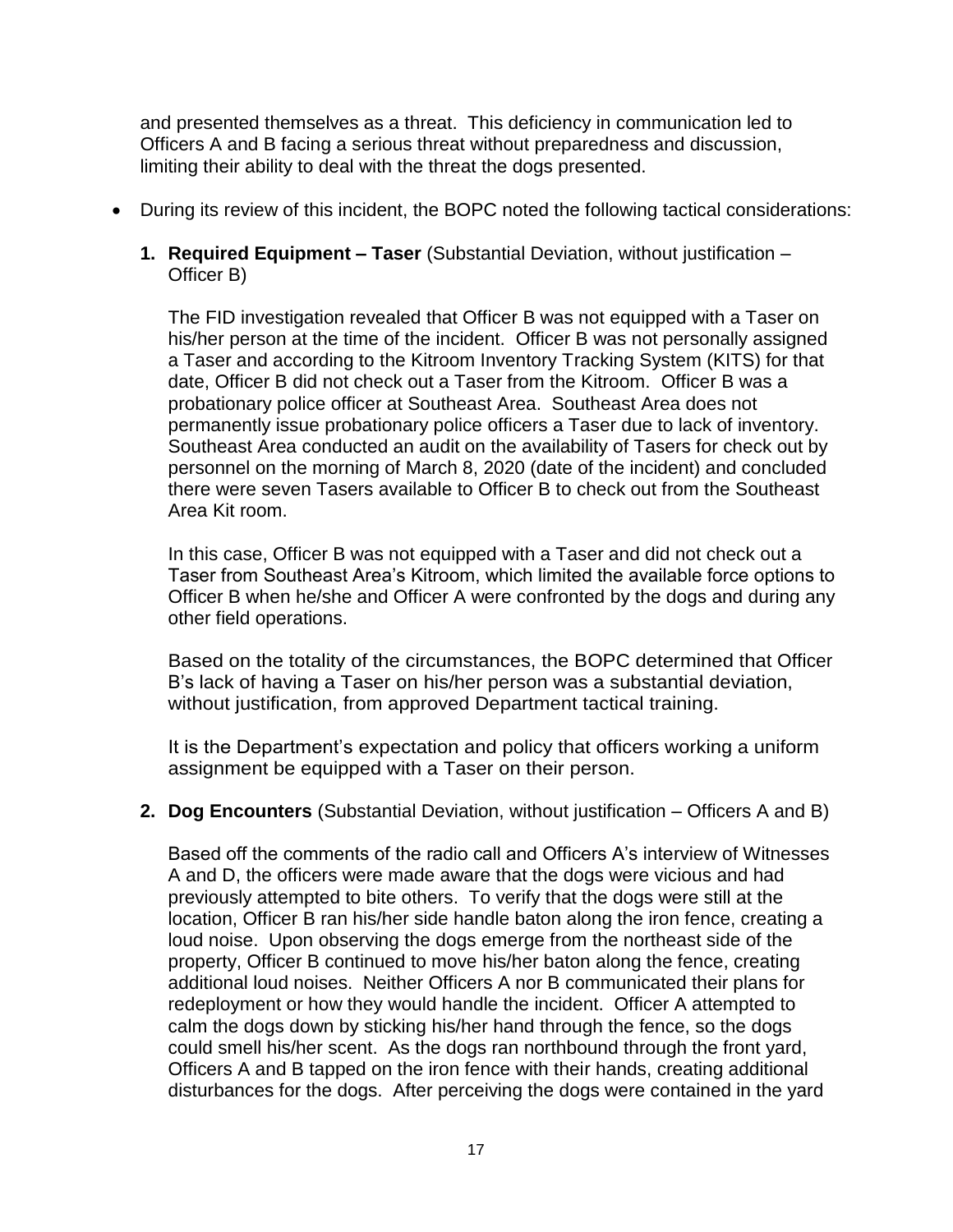and presented themselves as a threat. This deficiency in communication led to Officers A and B facing a serious threat without preparedness and discussion, limiting their ability to deal with the threat the dogs presented.

- During its review of this incident, the BOPC noted the following tactical considerations:

  **1. Required Equipment – Taser** (Substantial Deviation, without justification – Officer B)

  The FID investigation revealed that Officer B was not equipped with a Taser on his/her person at the time of the incident. Officer B was not personally assigned a Taser and according to the Kitroom Inventory Tracking System (KITS) for that date, Officer B did not check out a Taser from the Kitroom. Officer B was a probationary police officer at Southeast Area. Southeast Area does not permanently issue probationary police officers a Taser due to lack of inventory. Southeast Area conducted an audit on the availability of Tasers for check out by personnel on the morning of March 8, 2020 (date of the incident) and concluded there were seven Tasers available to Officer B to check out from the Southeast Area Kit room.

  In this case, Officer B was not equipped with a Taser and did not check out a Taser from Southeast Area's Kitroom, which limited the available force options to Officer B when he/she and Officer A were confronted by the dogs and during any other field operations.

  Based on the totality of the circumstances, the BOPC determined that Officer B's lack of having a Taser on his/her person was a substantial deviation, without justification, from approved Department tactical training.

  It is the Department's expectation and policy that officers working a uniform assignment be equipped with a Taser on their person.

  **2. Dog Encounters** (Substantial Deviation, without justification – Officers A and B)

  Based off the comments of the radio call and Officers A's interview of Witnesses A and D, the officers were made aware that the dogs were vicious and had previously attempted to bite others. To verify that the dogs were still at the location, Officer B ran his/her side handle baton along the iron fence, creating a loud noise. Upon observing the dogs emerge from the northeast side of the property, Officer B continued to move his/her baton along the fence, creating additional loud noises. Neither Officers A nor B communicated their plans for redeployment or how they would handle the incident. Officer A attempted to calm the dogs down by sticking his/her hand through the fence, so the dogs could smell his/her scent. As the dogs ran northbound through the front yard, Officers A and B tapped on the iron fence with their hands, creating additional disturbances for the dogs. After perceiving the dogs were contained in the yard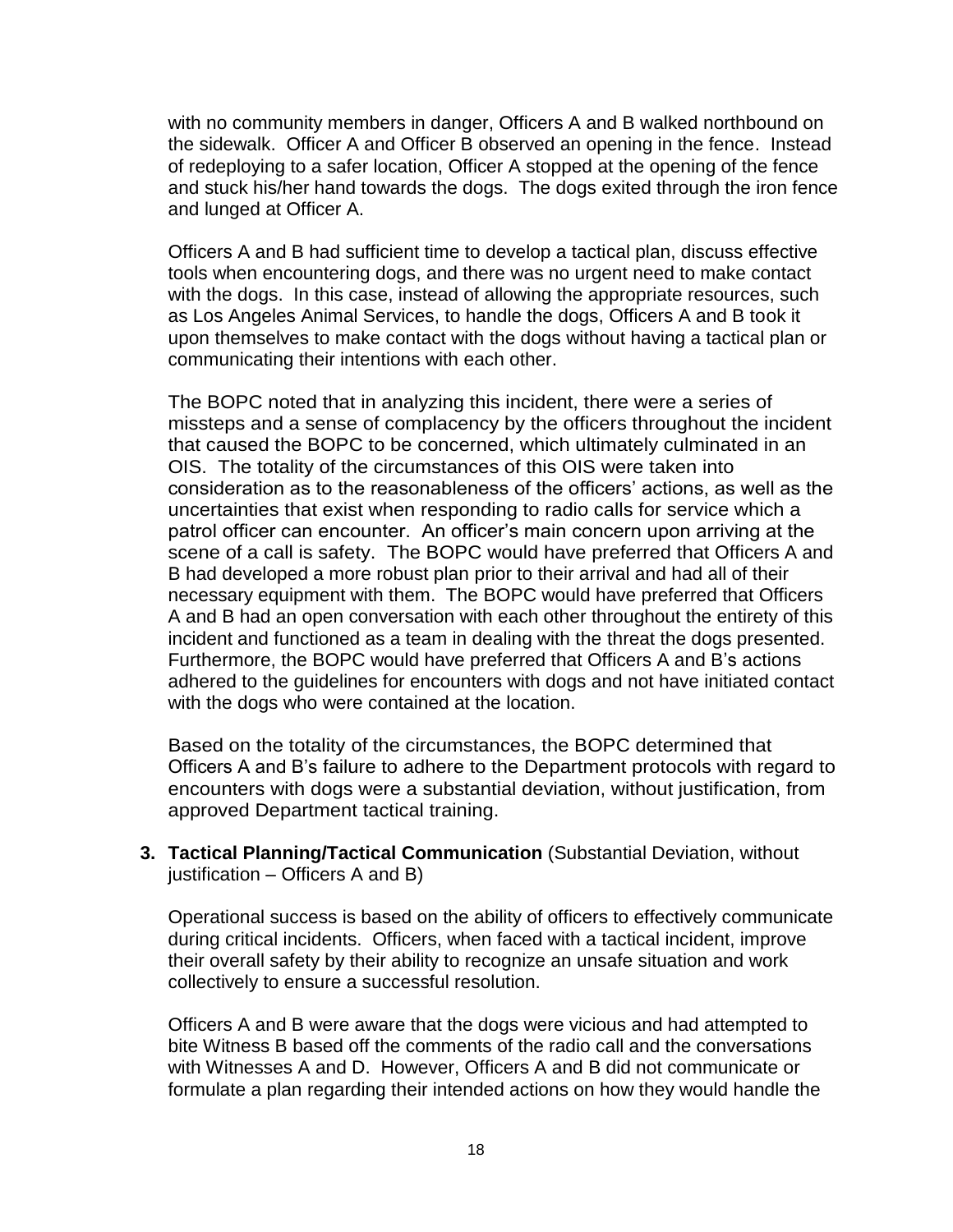with no community members in danger, Officers A and B walked northbound on the sidewalk. Officer A and Officer B observed an opening in the fence. Instead of redeploying to a safer location, Officer A stopped at the opening of the fence and stuck his/her hand towards the dogs. The dogs exited through the iron fence and lunged at Officer A.

Officers A and B had sufficient time to develop a tactical plan, discuss effective tools when encountering dogs, and there was no urgent need to make contact with the dogs. In this case, instead of allowing the appropriate resources, such as Los Angeles Animal Services, to handle the dogs, Officers A and B took it upon themselves to make contact with the dogs without having a tactical plan or communicating their intentions with each other.

The BOPC noted that in analyzing this incident, there were a series of missteps and a sense of complacency by the officers throughout the incident that caused the BOPC to be concerned, which ultimately culminated in an OIS. The totality of the circumstances of this OIS were taken into consideration as to the reasonableness of the officers' actions, as well as the uncertainties that exist when responding to radio calls for service which a patrol officer can encounter. An officer's main concern upon arriving at the scene of a call is safety. The BOPC would have preferred that Officers A and B had developed a more robust plan prior to their arrival and had all of their necessary equipment with them. The BOPC would have preferred that Officers A and B had an open conversation with each other throughout the entirety of this incident and functioned as a team in dealing with the threat the dogs presented. Furthermore, the BOPC would have preferred that Officers A and B's actions adhered to the guidelines for encounters with dogs and not have initiated contact with the dogs who were contained at the location.

Based on the totality of the circumstances, the BOPC determined that Officers A and B's failure to adhere to the Department protocols with regard to encounters with dogs were a substantial deviation, without justification, from approved Department tactical training.

3. **Tactical Planning/Tactical Communication** (Substantial Deviation, without justification – Officers A and B)

Operational success is based on the ability of officers to effectively communicate during critical incidents. Officers, when faced with a tactical incident, improve their overall safety by their ability to recognize an unsafe situation and work collectively to ensure a successful resolution.

Officers A and B were aware that the dogs were vicious and had attempted to bite Witness B based off the comments of the radio call and the conversations with Witnesses A and D. However, Officers A and B did not communicate or formulate a plan regarding their intended actions on how they would handle the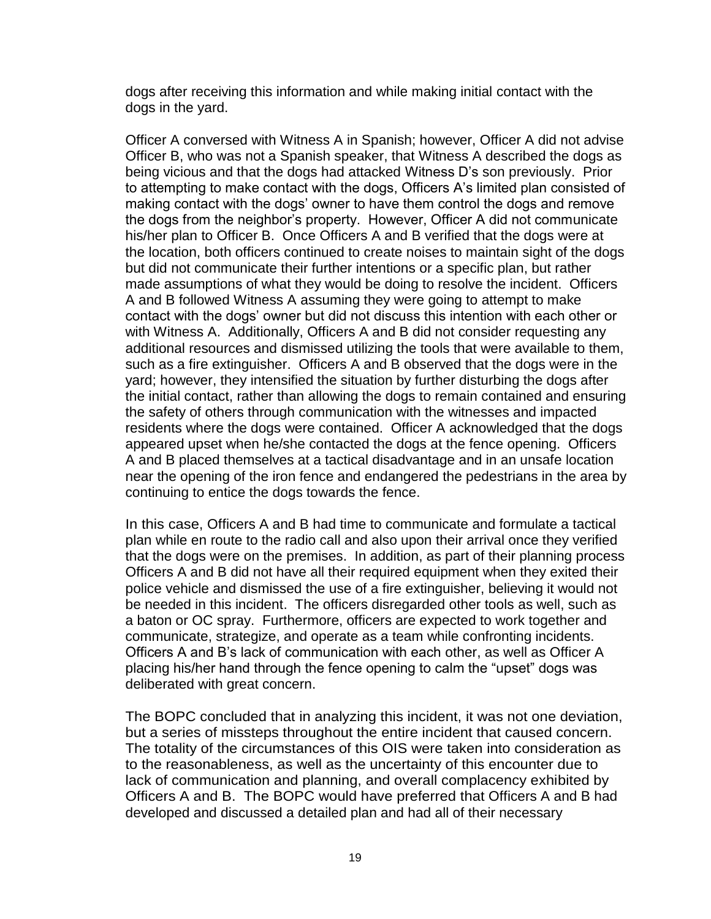dogs after receiving this information and while making initial contact with the dogs in the yard.

Officer A conversed with Witness A in Spanish; however, Officer A did not advise Officer B, who was not a Spanish speaker, that Witness A described the dogs as being vicious and that the dogs had attacked Witness D's son previously. Prior to attempting to make contact with the dogs, Officers A's limited plan consisted of making contact with the dogs' owner to have them control the dogs and remove the dogs from the neighbor's property. However, Officer A did not communicate his/her plan to Officer B. Once Officers A and B verified that the dogs were at the location, both officers continued to create noises to maintain sight of the dogs but did not communicate their further intentions or a specific plan, but rather made assumptions of what they would be doing to resolve the incident. Officers A and B followed Witness A assuming they were going to attempt to make contact with the dogs' owner but did not discuss this intention with each other or with Witness A. Additionally, Officers A and B did not consider requesting any additional resources and dismissed utilizing the tools that were available to them, such as a fire extinguisher. Officers A and B observed that the dogs were in the yard; however, they intensified the situation by further disturbing the dogs after the initial contact, rather than allowing the dogs to remain contained and ensuring the safety of others through communication with the witnesses and impacted residents where the dogs were contained. Officer A acknowledged that the dogs appeared upset when he/she contacted the dogs at the fence opening. Officers A and B placed themselves at a tactical disadvantage and in an unsafe location near the opening of the iron fence and endangered the pedestrians in the area by continuing to entice the dogs towards the fence.

In this case, Officers A and B had time to communicate and formulate a tactical plan while en route to the radio call and also upon their arrival once they verified that the dogs were on the premises. In addition, as part of their planning process Officers A and B did not have all their required equipment when they exited their police vehicle and dismissed the use of a fire extinguisher, believing it would not be needed in this incident. The officers disregarded other tools as well, such as a baton or OC spray. Furthermore, officers are expected to work together and communicate, strategize, and operate as a team while confronting incidents. Officers A and B's lack of communication with each other, as well as Officer A placing his/her hand through the fence opening to calm the "upset" dogs was deliberated with great concern.

The BOPC concluded that in analyzing this incident, it was not one deviation, but a series of missteps throughout the entire incident that caused concern. The totality of the circumstances of this OIS were taken into consideration as to the reasonableness, as well as the uncertainty of this encounter due to lack of communication and planning, and overall complacency exhibited by Officers A and B. The BOPC would have preferred that Officers A and B had developed and discussed a detailed plan and had all of their necessary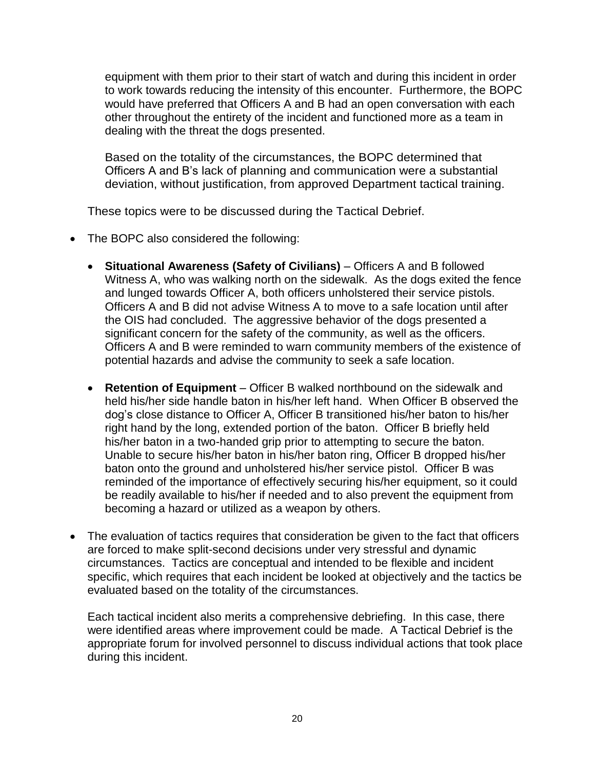equipment with them prior to their start of watch and during this incident in order to work towards reducing the intensity of this encounter. Furthermore, the BOPC would have preferred that Officers A and B had an open conversation with each other throughout the entirety of the incident and functioned more as a team in dealing with the threat the dogs presented.

Based on the totality of the circumstances, the BOPC determined that Officers A and B's lack of planning and communication were a substantial deviation, without justification, from approved Department tactical training.

These topics were to be discussed during the Tactical Debrief.

- The BOPC also considered the following:

  - **Situational Awareness (Safety of Civilians)** – Officers A and B followed Witness A, who was walking north on the sidewalk. As the dogs exited the fence and lunged towards Officer A, both officers unholstered their service pistols. Officers A and B did not advise Witness A to move to a safe location until after the OIS had concluded. The aggressive behavior of the dogs presented a significant concern for the safety of the community, as well as the officers. Officers A and B were reminded to warn community members of the existence of potential hazards and advise the community to seek a safe location.

  - **Retention of Equipment** – Officer B walked northbound on the sidewalk and held his/her side handle baton in his/her left hand. When Officer B observed the dog's close distance to Officer A, Officer B transitioned his/her baton to his/her right hand by the long, extended portion of the baton. Officer B briefly held his/her baton in a two-handed grip prior to attempting to secure the baton. Unable to secure his/her baton in his/her baton ring, Officer B dropped his/her baton onto the ground and unholstered his/her service pistol. Officer B was reminded of the importance of effectively securing his/her equipment, so it could be readily available to his/her if needed and to also prevent the equipment from becoming a hazard or utilized as a weapon by others.

- The evaluation of tactics requires that consideration be given to the fact that officers are forced to make split-second decisions under very stressful and dynamic circumstances. Tactics are conceptual and intended to be flexible and incident specific, which requires that each incident be looked at objectively and the tactics be evaluated based on the totality of the circumstances.

  Each tactical incident also merits a comprehensive debriefing. In this case, there were identified areas where improvement could be made. A Tactical Debrief is the appropriate forum for involved personnel to discuss individual actions that took place during this incident.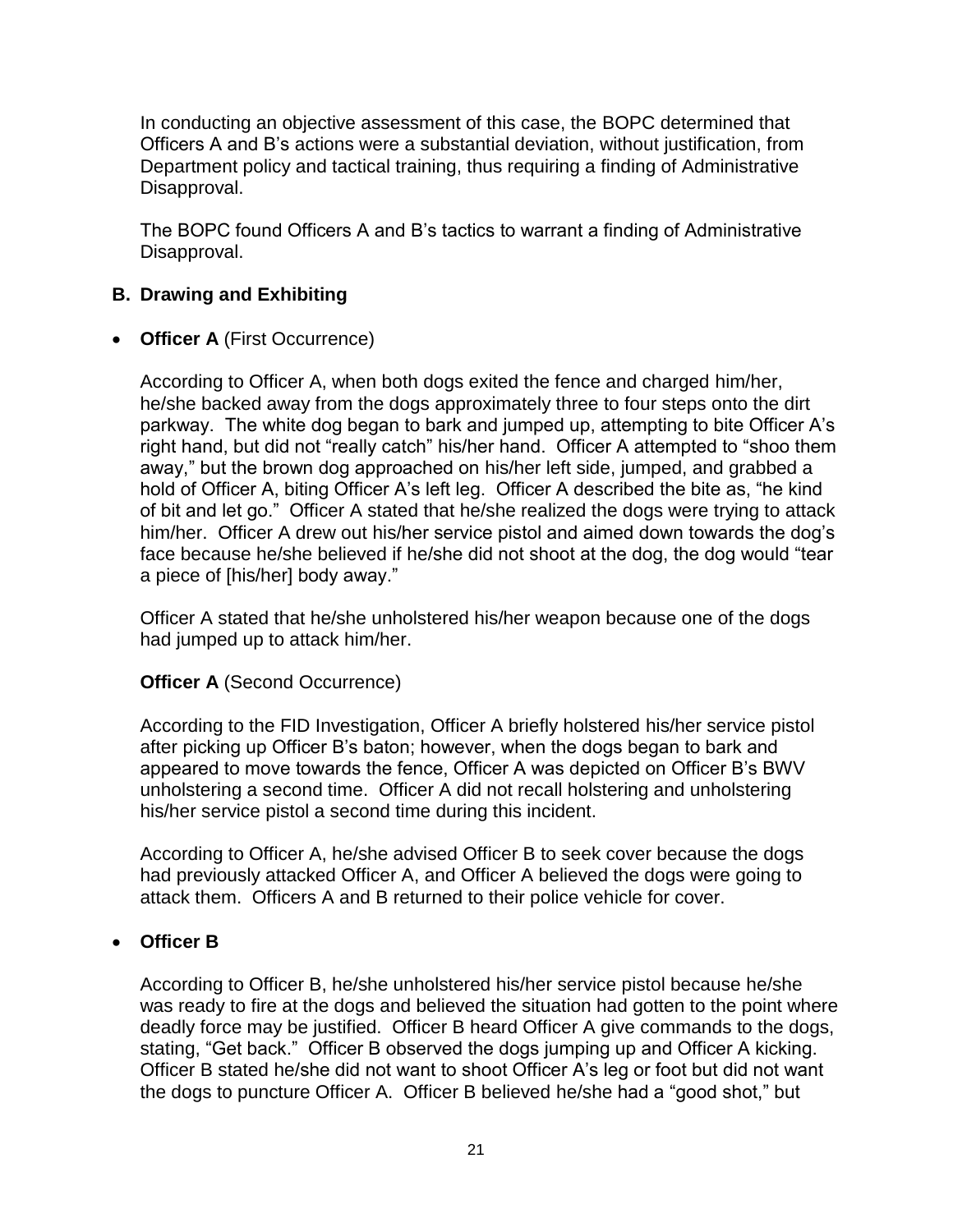In conducting an objective assessment of this case, the BOPC determined that Officers A and B's actions were a substantial deviation, without justification, from Department policy and tactical training, thus requiring a finding of Administrative Disapproval.

The BOPC found Officers A and B's tactics to warrant a finding of Administrative Disapproval.

## B. Drawing and Exhibiting

- **Officer A** (First Occurrence)

According to Officer A, when both dogs exited the fence and charged him/her, he/she backed away from the dogs approximately three to four steps onto the dirt parkway. The white dog began to bark and jumped up, attempting to bite Officer A's right hand, but did not "really catch" his/her hand. Officer A attempted to "shoo them away," but the brown dog approached on his/her left side, jumped, and grabbed a hold of Officer A, biting Officer A's left leg. Officer A described the bite as, "he kind of bit and let go." Officer A stated that he/she realized the dogs were trying to attack him/her. Officer A drew out his/her service pistol and aimed down towards the dog's face because he/she believed if he/she did not shoot at the dog, the dog would "tear a piece of [his/her] body away."

Officer A stated that he/she unholstered his/her weapon because one of the dogs had jumped up to attack him/her.

**Officer A** (Second Occurrence)

According to the FID Investigation, Officer A briefly holstered his/her service pistol after picking up Officer B's baton; however, when the dogs began to bark and appeared to move towards the fence, Officer A was depicted on Officer B's BWV unholstering a second time. Officer A did not recall holstering and unholstering his/her service pistol a second time during this incident.

According to Officer A, he/she advised Officer B to seek cover because the dogs had previously attacked Officer A, and Officer A believed the dogs were going to attack them. Officers A and B returned to their police vehicle for cover.

- **Officer B**

According to Officer B, he/she unholstered his/her service pistol because he/she was ready to fire at the dogs and believed the situation had gotten to the point where deadly force may be justified. Officer B heard Officer A give commands to the dogs, stating, "Get back." Officer B observed the dogs jumping up and Officer A kicking. Officer B stated he/she did not want to shoot Officer A's leg or foot but did not want the dogs to puncture Officer A. Officer B believed he/she had a "good shot," but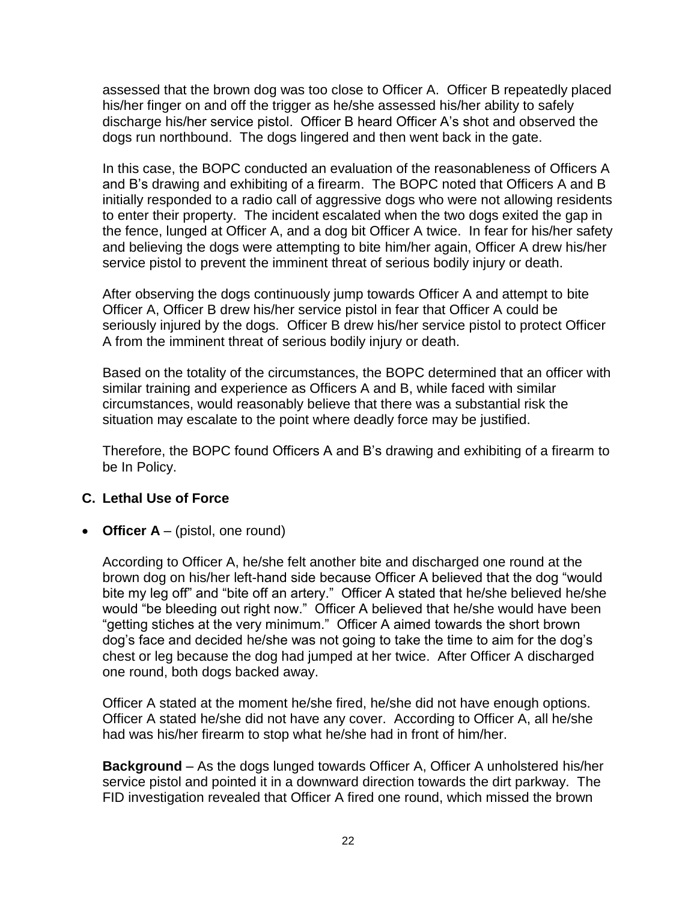assessed that the brown dog was too close to Officer A. Officer B repeatedly placed his/her finger on and off the trigger as he/she assessed his/her ability to safely discharge his/her service pistol. Officer B heard Officer A's shot and observed the dogs run northbound. The dogs lingered and then went back in the gate.

In this case, the BOPC conducted an evaluation of the reasonableness of Officers A and B's drawing and exhibiting of a firearm. The BOPC noted that Officers A and B initially responded to a radio call of aggressive dogs who were not allowing residents to enter their property. The incident escalated when the two dogs exited the gap in the fence, lunged at Officer A, and a dog bit Officer A twice. In fear for his/her safety and believing the dogs were attempting to bite him/her again, Officer A drew his/her service pistol to prevent the imminent threat of serious bodily injury or death.

After observing the dogs continuously jump towards Officer A and attempt to bite Officer A, Officer B drew his/her service pistol in fear that Officer A could be seriously injured by the dogs. Officer B drew his/her service pistol to protect Officer A from the imminent threat of serious bodily injury or death.

Based on the totality of the circumstances, the BOPC determined that an officer with similar training and experience as Officers A and B, while faced with similar circumstances, would reasonably believe that there was a substantial risk the situation may escalate to the point where deadly force may be justified.

Therefore, the BOPC found Officers A and B's drawing and exhibiting of a firearm to be In Policy.

### C. Lethal Use of Force

- **Officer A** – (pistol, one round)

According to Officer A, he/she felt another bite and discharged one round at the brown dog on his/her left-hand side because Officer A believed that the dog "would bite my leg off" and "bite off an artery." Officer A stated that he/she believed he/she would "be bleeding out right now." Officer A believed that he/she would have been "getting stiches at the very minimum." Officer A aimed towards the short brown dog's face and decided he/she was not going to take the time to aim for the dog's chest or leg because the dog had jumped at her twice. After Officer A discharged one round, both dogs backed away.

Officer A stated at the moment he/she fired, he/she did not have enough options. Officer A stated he/she did not have any cover. According to Officer A, all he/she had was his/her firearm to stop what he/she had in front of him/her.

**Background** – As the dogs lunged towards Officer A, Officer A unholstered his/her service pistol and pointed it in a downward direction towards the dirt parkway. The FID investigation revealed that Officer A fired one round, which missed the brown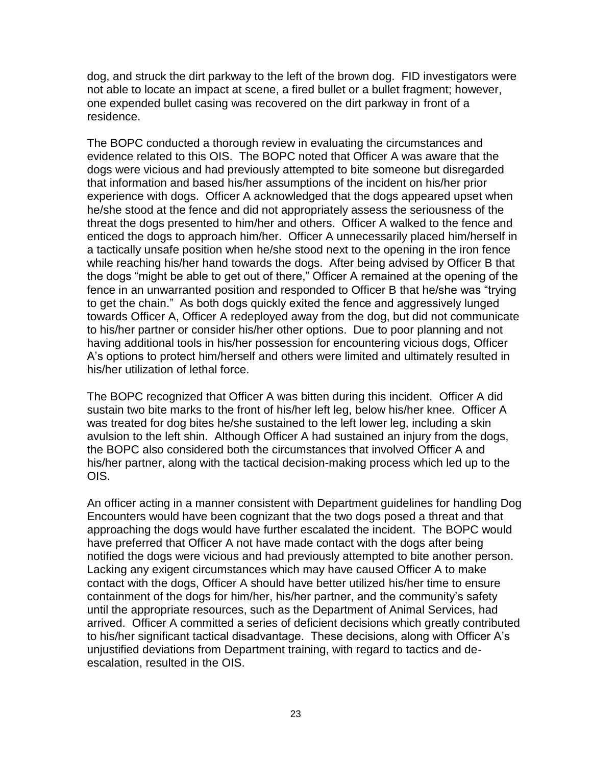dog, and struck the dirt parkway to the left of the brown dog. FID investigators were not able to locate an impact at scene, a fired bullet or a bullet fragment; however, one expended bullet casing was recovered on the dirt parkway in front of a residence.

The BOPC conducted a thorough review in evaluating the circumstances and evidence related to this OIS. The BOPC noted that Officer A was aware that the dogs were vicious and had previously attempted to bite someone but disregarded that information and based his/her assumptions of the incident on his/her prior experience with dogs. Officer A acknowledged that the dogs appeared upset when he/she stood at the fence and did not appropriately assess the seriousness of the threat the dogs presented to him/her and others. Officer A walked to the fence and enticed the dogs to approach him/her. Officer A unnecessarily placed him/herself in a tactically unsafe position when he/she stood next to the opening in the iron fence while reaching his/her hand towards the dogs. After being advised by Officer B that the dogs "might be able to get out of there," Officer A remained at the opening of the fence in an unwarranted position and responded to Officer B that he/she was "trying to get the chain." As both dogs quickly exited the fence and aggressively lunged towards Officer A, Officer A redeployed away from the dog, but did not communicate to his/her partner or consider his/her other options. Due to poor planning and not having additional tools in his/her possession for encountering vicious dogs, Officer A's options to protect him/herself and others were limited and ultimately resulted in his/her utilization of lethal force.

The BOPC recognized that Officer A was bitten during this incident. Officer A did sustain two bite marks to the front of his/her left leg, below his/her knee. Officer A was treated for dog bites he/she sustained to the left lower leg, including a skin avulsion to the left shin. Although Officer A had sustained an injury from the dogs, the BOPC also considered both the circumstances that involved Officer A and his/her partner, along with the tactical decision-making process which led up to the OIS.

An officer acting in a manner consistent with Department guidelines for handling Dog Encounters would have been cognizant that the two dogs posed a threat and that approaching the dogs would have further escalated the incident. The BOPC would have preferred that Officer A not have made contact with the dogs after being notified the dogs were vicious and had previously attempted to bite another person. Lacking any exigent circumstances which may have caused Officer A to make contact with the dogs, Officer A should have better utilized his/her time to ensure containment of the dogs for him/her, his/her partner, and the community's safety until the appropriate resources, such as the Department of Animal Services, had arrived. Officer A committed a series of deficient decisions which greatly contributed to his/her significant tactical disadvantage. These decisions, along with Officer A's unjustified deviations from Department training, with regard to tactics and de-escalation, resulted in the OIS.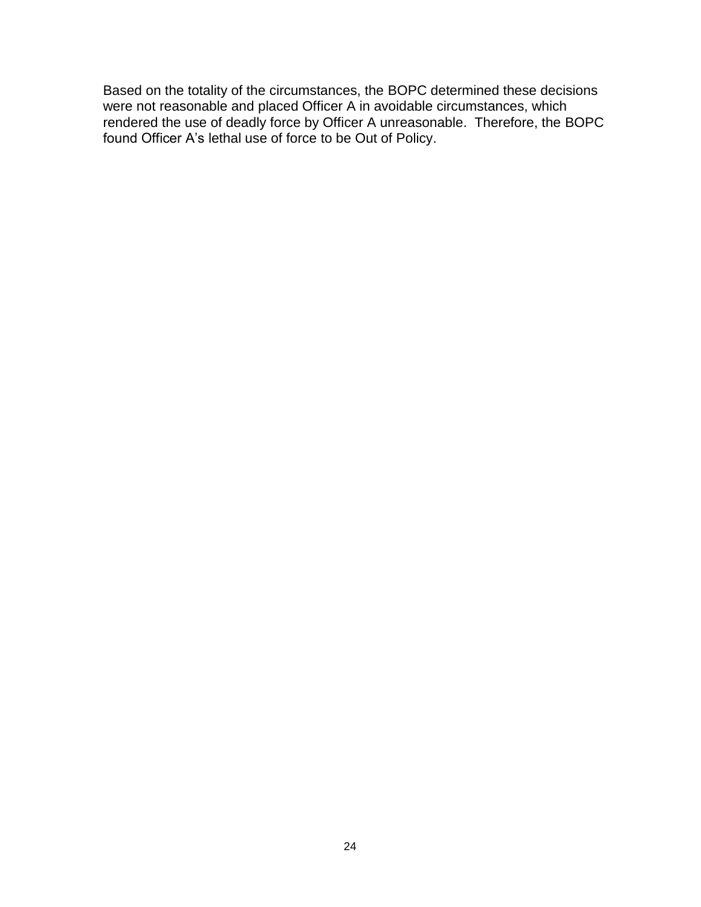Based on the totality of the circumstances, the BOPC determined these decisions were not reasonable and placed Officer A in avoidable circumstances, which rendered the use of deadly force by Officer A unreasonable. Therefore, the BOPC found Officer A's lethal use of force to be Out of Policy.